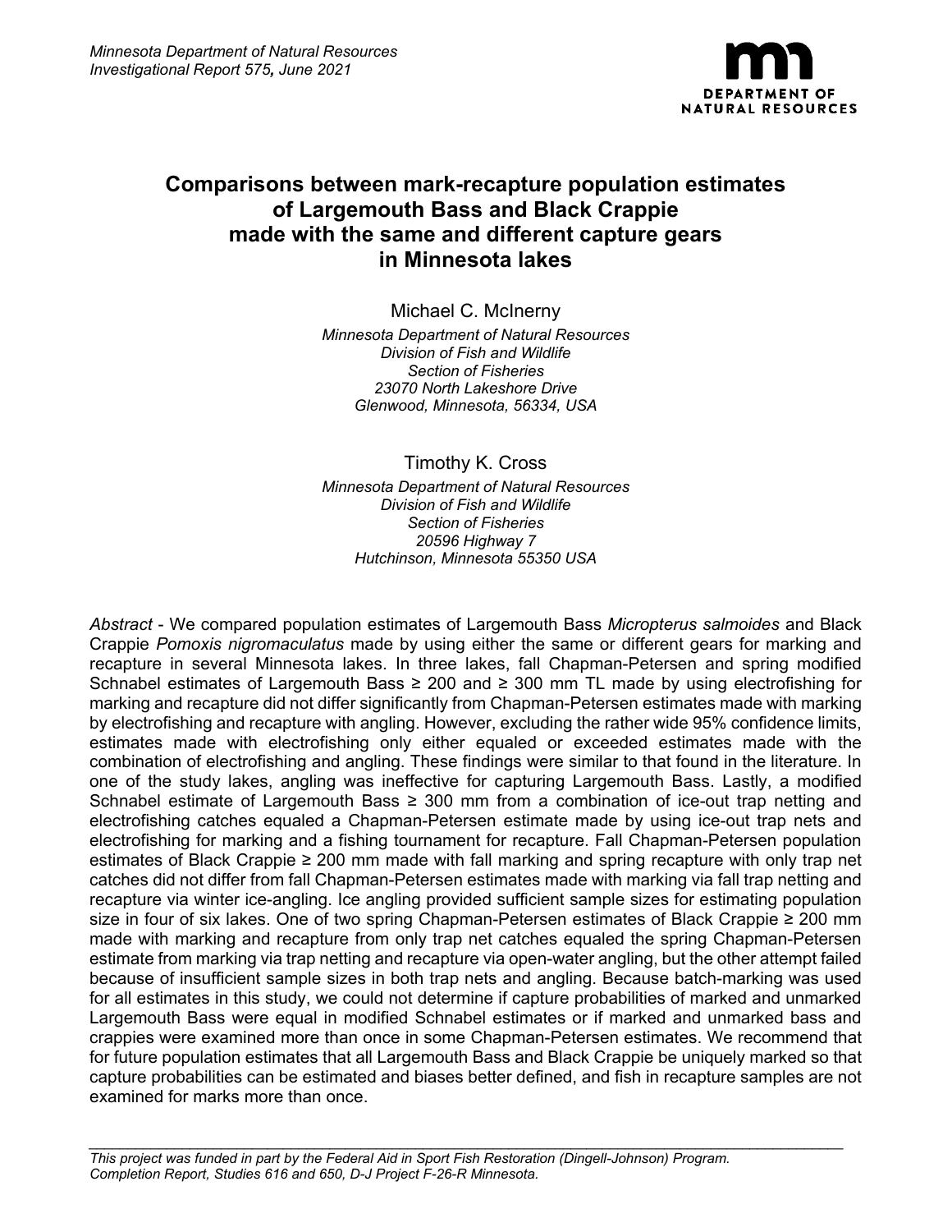*Minnesota Department of Natural Resources*
*Investigational Report 575, June 2021*

# Comparisons between mark-recapture population estimates of Largemouth Bass and Black Crappie made with the same and different capture gears in Minnesota lakes

Michael C. McInerny

*Minnesota Department of Natural Resources*
*Division of Fish and Wildlife*
*Section of Fisheries*
*23070 North Lakeshore Drive*
*Glenwood, Minnesota, 56334, USA*

Timothy K. Cross

*Minnesota Department of Natural Resources*
*Division of Fish and Wildlife*
*Section of Fisheries*
*20596 Highway 7*
*Hutchinson, Minnesota 55350 USA*

*Abstract* - We compared population estimates of Largemouth Bass *Micropterus salmoides* and Black Crappie *Pomoxis nigromaculatus* made by using either the same or different gears for marking and recapture in several Minnesota lakes. In three lakes, fall Chapman-Petersen and spring modified Schnabel estimates of Largemouth Bass ≥ 200 and ≥ 300 mm TL made by using electrofishing for marking and recapture did not differ significantly from Chapman-Petersen estimates made with marking by electrofishing and recapture with angling. However, excluding the rather wide 95% confidence limits, estimates made with electrofishing only either equaled or exceeded estimates made with the combination of electrofishing and angling. These findings were similar to that found in the literature. In one of the study lakes, angling was ineffective for capturing Largemouth Bass. Lastly, a modified Schnabel estimate of Largemouth Bass ≥ 300 mm from a combination of ice-out trap netting and electrofishing catches equaled a Chapman-Petersen estimate made by using ice-out trap nets and electrofishing for marking and a fishing tournament for recapture. Fall Chapman-Petersen population estimates of Black Crappie ≥ 200 mm made with fall marking and spring recapture with only trap net catches did not differ from fall Chapman-Petersen estimates made with marking via fall trap netting and recapture via winter ice-angling. Ice angling provided sufficient sample sizes for estimating population size in four of six lakes. One of two spring Chapman-Petersen estimates of Black Crappie ≥ 200 mm made with marking and recapture from only trap net catches equaled the spring Chapman-Petersen estimate from marking via trap netting and recapture via open-water angling, but the other attempt failed because of insufficient sample sizes in both trap nets and angling. Because batch-marking was used for all estimates in this study, we could not determine if capture probabilities of marked and unmarked Largemouth Bass were equal in modified Schnabel estimates or if marked and unmarked bass and crappies were examined more than once in some Chapman-Petersen estimates. We recommend that for future population estimates that all Largemouth Bass and Black Crappie be uniquely marked so that capture probabilities can be estimated and biases better defined, and fish in recapture samples are not examined for marks more than once.

---

*This project was funded in part by the Federal Aid in Sport Fish Restoration (Dingell-Johnson) Program.*
*Completion Report, Studies 616 and 650, D-J Project F-26-R Minnesota.*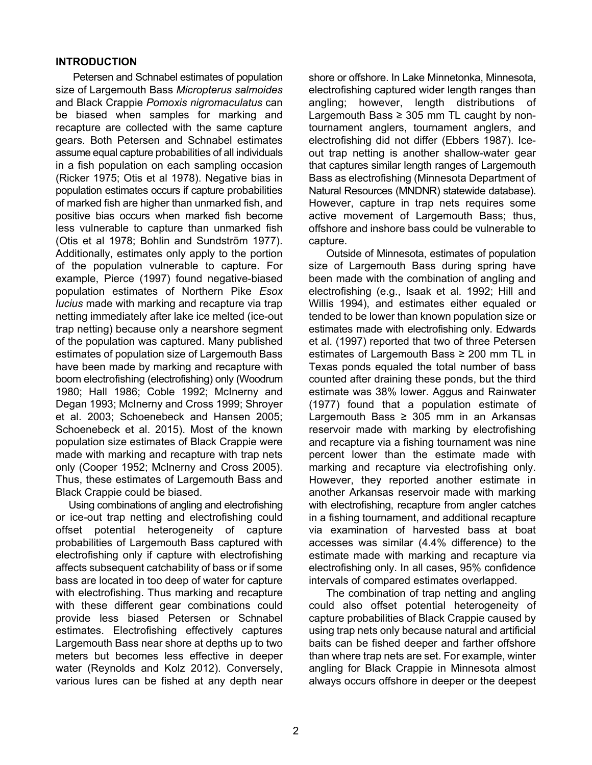## INTRODUCTION

Petersen and Schnabel estimates of population size of Largemouth Bass *Micropterus salmoides* and Black Crappie *Pomoxis nigromaculatus* can be biased when samples for marking and recapture are collected with the same capture gears. Both Petersen and Schnabel estimates assume equal capture probabilities of all individuals in a fish population on each sampling occasion (Ricker 1975; Otis et al 1978). Negative bias in population estimates occurs if capture probabilities of marked fish are higher than unmarked fish, and positive bias occurs when marked fish become less vulnerable to capture than unmarked fish (Otis et al 1978; Bohlin and Sundström 1977). Additionally, estimates only apply to the portion of the population vulnerable to capture. For example, Pierce (1997) found negative-biased population estimates of Northern Pike *Esox lucius* made with marking and recapture via trap netting immediately after lake ice melted (ice-out trap netting) because only a nearshore segment of the population was captured. Many published estimates of population size of Largemouth Bass have been made by marking and recapture with boom electrofishing (electrofishing) only (Woodrum 1980; Hall 1986; Coble 1992; McInerny and Degan 1993; McInerny and Cross 1999; Shroyer et al. 2003; Schoenebeck and Hansen 2005; Schoenebeck et al. 2015). Most of the known population size estimates of Black Crappie were made with marking and recapture with trap nets only (Cooper 1952; McInerny and Cross 2005). Thus, these estimates of Largemouth Bass and Black Crappie could be biased.

Using combinations of angling and electrofishing or ice-out trap netting and electrofishing could offset potential heterogeneity of capture probabilities of Largemouth Bass captured with electrofishing only if capture with electrofishing affects subsequent catchability of bass or if some bass are located in too deep of water for capture with electrofishing. Thus marking and recapture with these different gear combinations could provide less biased Petersen or Schnabel estimates. Electrofishing effectively captures Largemouth Bass near shore at depths up to two meters but becomes less effective in deeper water (Reynolds and Kolz 2012). Conversely, various lures can be fished at any depth near shore or offshore. In Lake Minnetonka, Minnesota, electrofishing captured wider length ranges than angling; however, length distributions of Largemouth Bass ≥ 305 mm TL caught by non-tournament anglers, tournament anglers, and electrofishing did not differ (Ebbers 1987). Ice-out trap netting is another shallow-water gear that captures similar length ranges of Largemouth Bass as electrofishing (Minnesota Department of Natural Resources (MNDNR) statewide database). However, capture in trap nets requires some active movement of Largemouth Bass; thus, offshore and inshore bass could be vulnerable to capture.

Outside of Minnesota, estimates of population size of Largemouth Bass during spring have been made with the combination of angling and electrofishing (e.g., Isaak et al. 1992; Hill and Willis 1994), and estimates either equaled or tended to be lower than known population size or estimates made with electrofishing only. Edwards et al. (1997) reported that two of three Petersen estimates of Largemouth Bass ≥ 200 mm TL in Texas ponds equaled the total number of bass counted after draining these ponds, but the third estimate was 38% lower. Aggus and Rainwater (1977) found that a population estimate of Largemouth Bass ≥ 305 mm in an Arkansas reservoir made with marking by electrofishing and recapture via a fishing tournament was nine percent lower than the estimate made with marking and recapture via electrofishing only. However, they reported another estimate in another Arkansas reservoir made with marking with electrofishing, recapture from angler catches in a fishing tournament, and additional recapture via examination of harvested bass at boat accesses was similar (4.4% difference) to the estimate made with marking and recapture via electrofishing only. In all cases, 95% confidence intervals of compared estimates overlapped.

The combination of trap netting and angling could also offset potential heterogeneity of capture probabilities of Black Crappie caused by using trap nets only because natural and artificial baits can be fished deeper and farther offshore than where trap nets are set. For example, winter angling for Black Crappie in Minnesota almost always occurs offshore in deeper or the deepest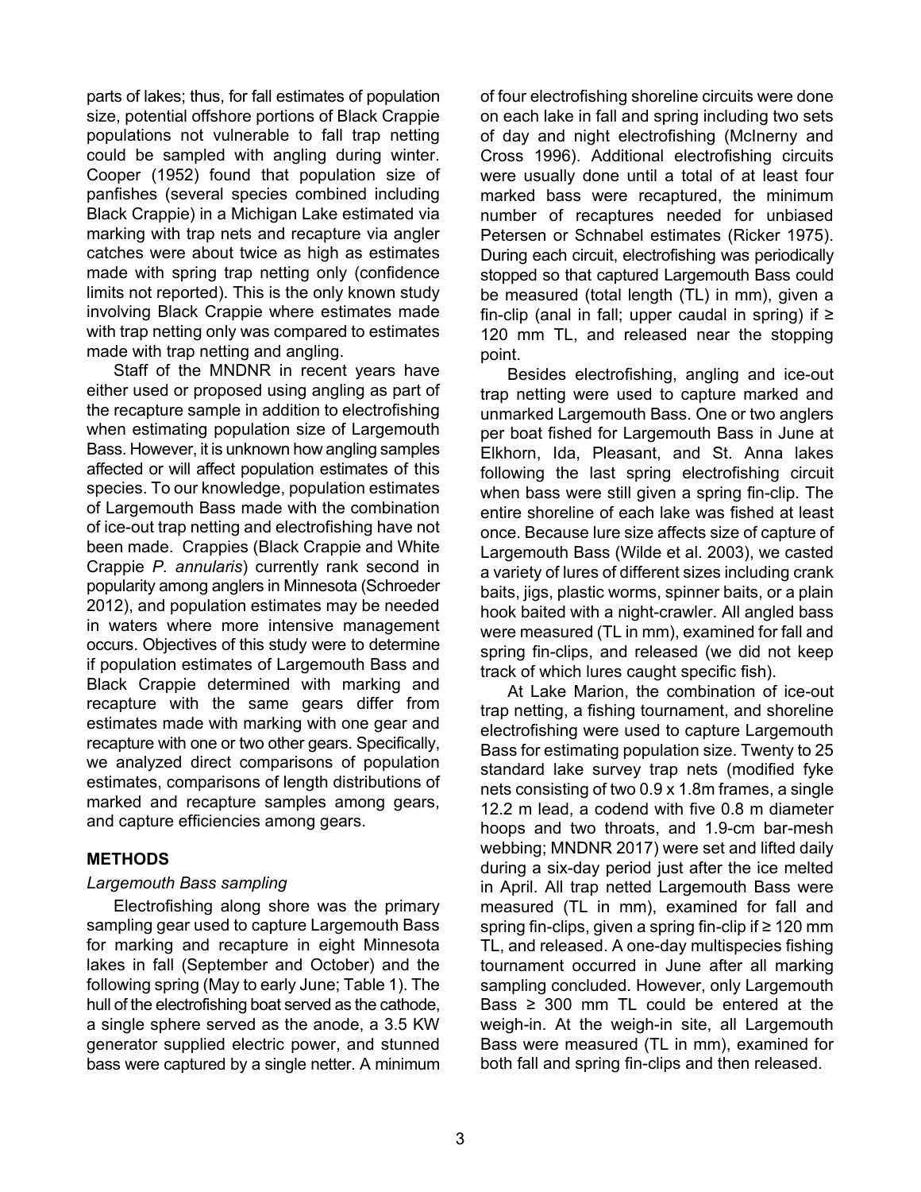parts of lakes; thus, for fall estimates of population size, potential offshore portions of Black Crappie populations not vulnerable to fall trap netting could be sampled with angling during winter. Cooper (1952) found that population size of panfishes (several species combined including Black Crappie) in a Michigan Lake estimated via marking with trap nets and recapture via angler catches were about twice as high as estimates made with spring trap netting only (confidence limits not reported). This is the only known study involving Black Crappie where estimates made with trap netting only was compared to estimates made with trap netting and angling.

Staff of the MNDNR in recent years have either used or proposed using angling as part of the recapture sample in addition to electrofishing when estimating population size of Largemouth Bass. However, it is unknown how angling samples affected or will affect population estimates of this species. To our knowledge, population estimates of Largemouth Bass made with the combination of ice-out trap netting and electrofishing have not been made. Crappies (Black Crappie and White Crappie *P. annularis*) currently rank second in popularity among anglers in Minnesota (Schroeder 2012), and population estimates may be needed in waters where more intensive management occurs. Objectives of this study were to determine if population estimates of Largemouth Bass and Black Crappie determined with marking and recapture with the same gears differ from estimates made with marking with one gear and recapture with one or two other gears. Specifically, we analyzed direct comparisons of population estimates, comparisons of length distributions of marked and recapture samples among gears, and capture efficiencies among gears.

## METHODS

### *Largemouth Bass sampling*

Electrofishing along shore was the primary sampling gear used to capture Largemouth Bass for marking and recapture in eight Minnesota lakes in fall (September and October) and the following spring (May to early June; Table 1). The hull of the electrofishing boat served as the cathode, a single sphere served as the anode, a 3.5 KW generator supplied electric power, and stunned bass were captured by a single netter. A minimum of four electrofishing shoreline circuits were done on each lake in fall and spring including two sets of day and night electrofishing (McInerny and Cross 1996). Additional electrofishing circuits were usually done until a total of at least four marked bass were recaptured, the minimum number of recaptures needed for unbiased Petersen or Schnabel estimates (Ricker 1975). During each circuit, electrofishing was periodically stopped so that captured Largemouth Bass could be measured (total length (TL) in mm), given a fin-clip (anal in fall; upper caudal in spring) if ≥ 120 mm TL, and released near the stopping point.

Besides electrofishing, angling and ice-out trap netting were used to capture marked and unmarked Largemouth Bass. One or two anglers per boat fished for Largemouth Bass in June at Elkhorn, Ida, Pleasant, and St. Anna lakes following the last spring electrofishing circuit when bass were still given a spring fin-clip. The entire shoreline of each lake was fished at least once. Because lure size affects size of capture of Largemouth Bass (Wilde et al. 2003), we casted a variety of lures of different sizes including crank baits, jigs, plastic worms, spinner baits, or a plain hook baited with a night-crawler. All angled bass were measured (TL in mm), examined for fall and spring fin-clips, and released (we did not keep track of which lures caught specific fish).

At Lake Marion, the combination of ice-out trap netting, a fishing tournament, and shoreline electrofishing were used to capture Largemouth Bass for estimating population size. Twenty to 25 standard lake survey trap nets (modified fyke nets consisting of two 0.9 x 1.8m frames, a single 12.2 m lead, a codend with five 0.8 m diameter hoops and two throats, and 1.9-cm bar-mesh webbing; MNDNR 2017) were set and lifted daily during a six-day period just after the ice melted in April. All trap netted Largemouth Bass were measured (TL in mm), examined for fall and spring fin-clips, given a spring fin-clip if ≥ 120 mm TL, and released. A one-day multispecies fishing tournament occurred in June after all marking sampling concluded. However, only Largemouth Bass ≥ 300 mm TL could be entered at the weigh-in. At the weigh-in site, all Largemouth Bass were measured (TL in mm), examined for both fall and spring fin-clips and then released.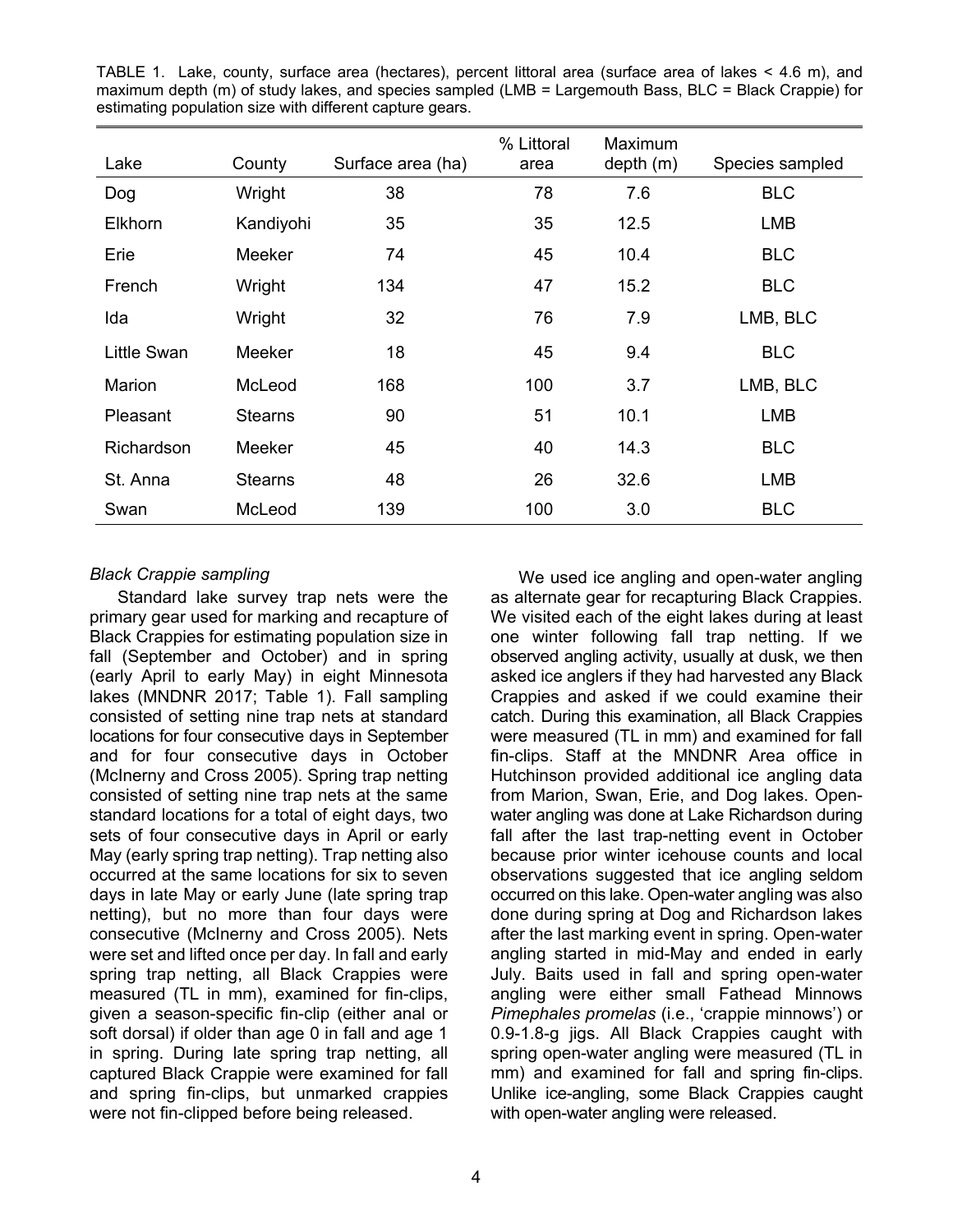TABLE 1. Lake, county, surface area (hectares), percent littoral area (surface area of lakes < 4.6 m), and maximum depth (m) of study lakes, and species sampled (LMB = Largemouth Bass, BLC = Black Crappie) for estimating population size with different capture gears.

| Lake | County | Surface area (ha) | % Littoral area | Maximum depth (m) | Species sampled |
|---|---|---|---|---|---|
| Dog | Wright | 38 | 78 | 7.6 | BLC |
| Elkhorn | Kandiyohi | 35 | 35 | 12.5 | LMB |
| Erie | Meeker | 74 | 45 | 10.4 | BLC |
| French | Wright | 134 | 47 | 15.2 | BLC |
| Ida | Wright | 32 | 76 | 7.9 | LMB, BLC |
| Little Swan | Meeker | 18 | 45 | 9.4 | BLC |
| Marion | McLeod | 168 | 100 | 3.7 | LMB, BLC |
| Pleasant | Stearns | 90 | 51 | 10.1 | LMB |
| Richardson | Meeker | 45 | 40 | 14.3 | BLC |
| St. Anna | Stearns | 48 | 26 | 32.6 | LMB |
| Swan | McLeod | 139 | 100 | 3.0 | BLC |

*Black Crappie sampling*

Standard lake survey trap nets were the primary gear used for marking and recapture of Black Crappies for estimating population size in fall (September and October) and in spring (early April to early May) in eight Minnesota lakes (MNDNR 2017; Table 1). Fall sampling consisted of setting nine trap nets at standard locations for four consecutive days in September and for four consecutive days in October (McInerny and Cross 2005). Spring trap netting consisted of setting nine trap nets at the same standard locations for a total of eight days, two sets of four consecutive days in April or early May (early spring trap netting). Trap netting also occurred at the same locations for six to seven days in late May or early June (late spring trap netting), but no more than four days were consecutive (McInerny and Cross 2005). Nets were set and lifted once per day. In fall and early spring trap netting, all Black Crappies were measured (TL in mm), examined for fin-clips, given a season-specific fin-clip (either anal or soft dorsal) if older than age 0 in fall and age 1 in spring. During late spring trap netting, all captured Black Crappie were examined for fall and spring fin-clips, but unmarked crappies were not fin-clipped before being released.

We used ice angling and open-water angling as alternate gear for recapturing Black Crappies. We visited each of the eight lakes during at least one winter following fall trap netting. If we observed angling activity, usually at dusk, we then asked ice anglers if they had harvested any Black Crappies and asked if we could examine their catch. During this examination, all Black Crappies were measured (TL in mm) and examined for fall fin-clips. Staff at the MNDNR Area office in Hutchinson provided additional ice angling data from Marion, Swan, Erie, and Dog lakes. Open-water angling was done at Lake Richardson during fall after the last trap-netting event in October because prior winter icehouse counts and local observations suggested that ice angling seldom occurred on this lake. Open-water angling was also done during spring at Dog and Richardson lakes after the last marking event in spring. Open-water angling started in mid-May and ended in early July. Baits used in fall and spring open-water angling were either small Fathead Minnows *Pimephales promelas* (i.e., 'crappie minnows') or 0.9-1.8-g jigs. All Black Crappies caught with spring open-water angling were measured (TL in mm) and examined for fall and spring fin-clips. Unlike ice-angling, some Black Crappies caught with open-water angling were released.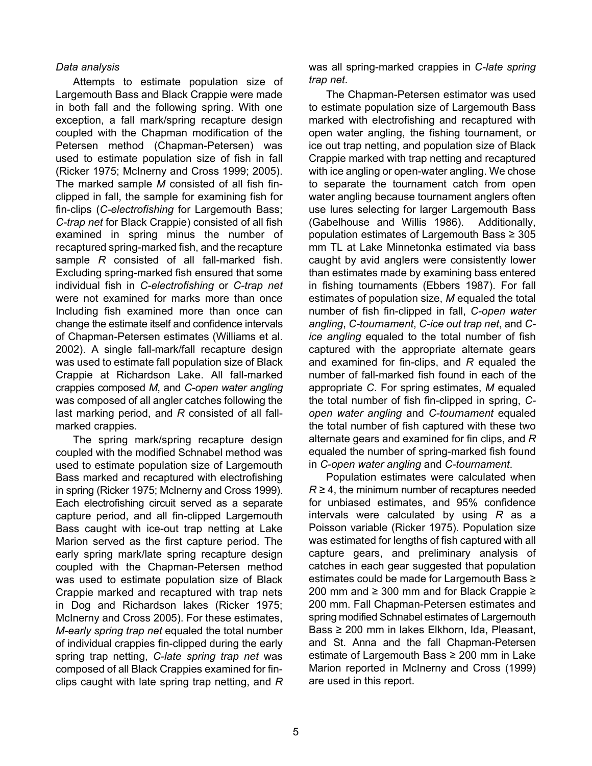*Data analysis*

Attempts to estimate population size of Largemouth Bass and Black Crappie were made in both fall and the following spring. With one exception, a fall mark/spring recapture design coupled with the Chapman modification of the Petersen method (Chapman-Petersen) was used to estimate population size of fish in fall (Ricker 1975; McInerny and Cross 1999; 2005). The marked sample *M* consisted of all fish fin-clipped in fall, the sample for examining fish for fin-clips (*C-electrofishing* for Largemouth Bass; *C-trap net* for Black Crappie) consisted of all fish examined in spring minus the number of recaptured spring-marked fish, and the recapture sample *R* consisted of all fall-marked fish. Excluding spring-marked fish ensured that some individual fish in *C-electrofishing* or *C-trap net* were not examined for marks more than once Including fish examined more than once can change the estimate itself and confidence intervals of Chapman-Petersen estimates (Williams et al. 2002). A single fall-mark/fall recapture design was used to estimate fall population size of Black Crappie at Richardson Lake. All fall-marked crappies composed *M*, and *C-open water angling* was composed of all angler catches following the last marking period, and *R* consisted of all fall-marked crappies.

The spring mark/spring recapture design coupled with the modified Schnabel method was used to estimate population size of Largemouth Bass marked and recaptured with electrofishing in spring (Ricker 1975; McInerny and Cross 1999). Each electrofishing circuit served as a separate capture period, and all fin-clipped Largemouth Bass caught with ice-out trap netting at Lake Marion served as the first capture period. The early spring mark/late spring recapture design coupled with the Chapman-Petersen method was used to estimate population size of Black Crappie marked and recaptured with trap nets in Dog and Richardson lakes (Ricker 1975; McInerny and Cross 2005). For these estimates, *M-early spring trap net* equaled the total number of individual crappies fin-clipped during the early spring trap netting, *C-late spring trap net* was composed of all Black Crappies examined for fin-clips caught with late spring trap netting, and *R* was all spring-marked crappies in *C-late spring trap net*.

The Chapman-Petersen estimator was used to estimate population size of Largemouth Bass marked with electrofishing and recaptured with open water angling, the fishing tournament, or ice out trap netting, and population size of Black Crappie marked with trap netting and recaptured with ice angling or open-water angling. We chose to separate the tournament catch from open water angling because tournament anglers often use lures selecting for larger Largemouth Bass (Gabelhouse and Willis 1986). Additionally, population estimates of Largemouth Bass ≥ 305 mm TL at Lake Minnetonka estimated via bass caught by avid anglers were consistently lower than estimates made by examining bass entered in fishing tournaments (Ebbers 1987). For fall estimates of population size, *M* equaled the total number of fish fin-clipped in fall, *C-open water angling*, *C-tournament*, *C-ice out trap net*, and *C-ice angling* equaled to the total number of fish captured with the appropriate alternate gears and examined for fin-clips, and *R* equaled the number of fall-marked fish found in each of the appropriate *C*. For spring estimates, *M* equaled the total number of fish fin-clipped in spring, *C-open water angling* and *C-tournament* equaled the total number of fish captured with these two alternate gears and examined for fin clips, and *R* equaled the number of spring-marked fish found in *C-open water angling* and *C-tournament*.

Population estimates were calculated when $R \geq 4$, the minimum number of recaptures needed for unbiased estimates, and 95% confidence intervals were calculated by using *R* as a Poisson variable (Ricker 1975). Population size was estimated for lengths of fish captured with all capture gears, and preliminary analysis of catches in each gear suggested that population estimates could be made for Largemouth Bass ≥ 200 mm and ≥ 300 mm and for Black Crappie ≥ 200 mm. Fall Chapman-Petersen estimates and spring modified Schnabel estimates of Largemouth Bass ≥ 200 mm in lakes Elkhorn, Ida, Pleasant, and St. Anna and the fall Chapman-Petersen estimate of Largemouth Bass ≥ 200 mm in Lake Marion reported in McInerny and Cross (1999) are used in this report.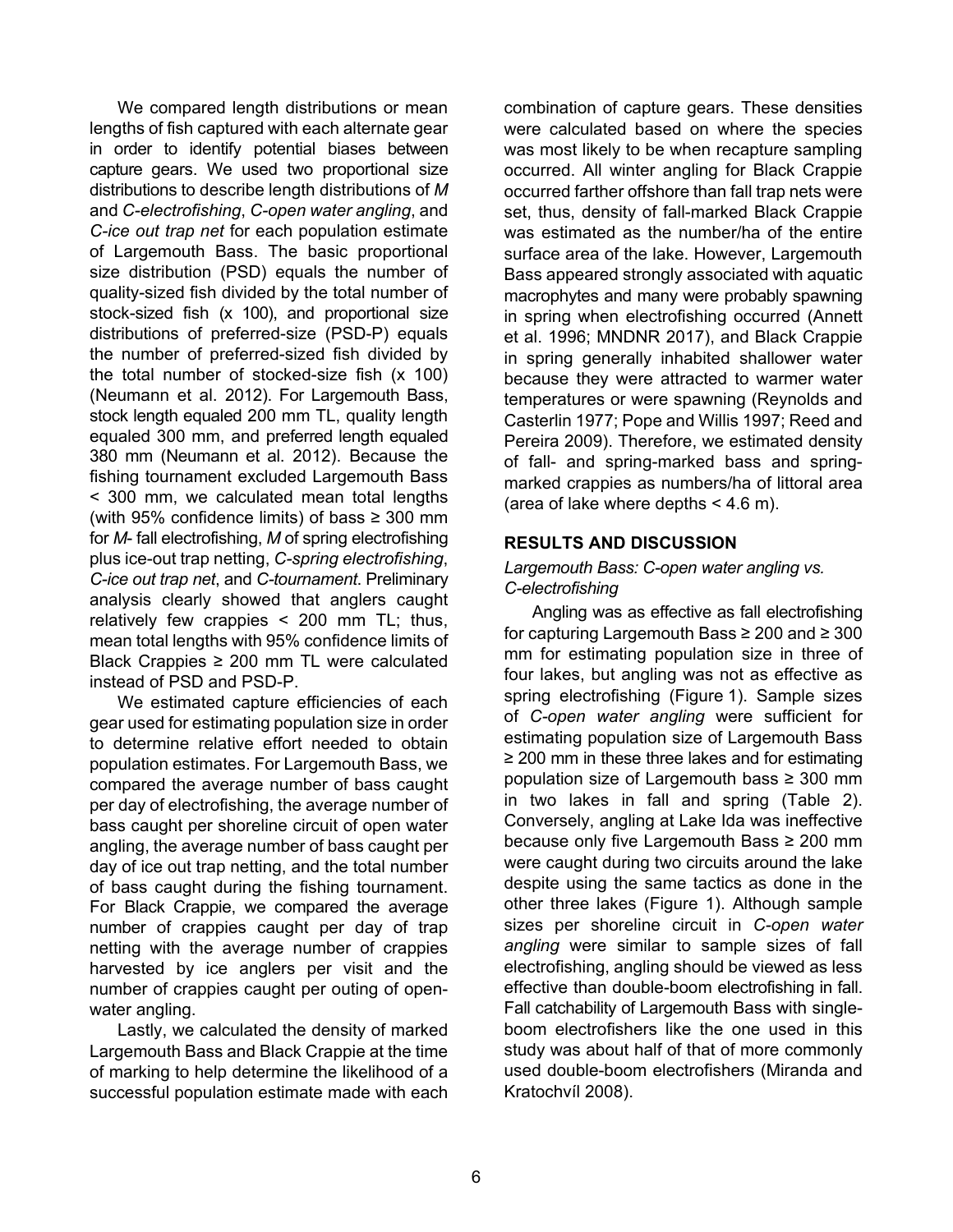We compared length distributions or mean lengths of fish captured with each alternate gear in order to identify potential biases between capture gears. We used two proportional size distributions to describe length distributions of *M* and *C-electrofishing*, *C-open water angling*, and *C-ice out trap net* for each population estimate of Largemouth Bass. The basic proportional size distribution (PSD) equals the number of quality-sized fish divided by the total number of stock-sized fish (x 100), and proportional size distributions of preferred-size (PSD-P) equals the number of preferred-sized fish divided by the total number of stocked-size fish (x 100) (Neumann et al. 2012). For Largemouth Bass, stock length equaled 200 mm TL, quality length equaled 300 mm, and preferred length equaled 380 mm (Neumann et al. 2012). Because the fishing tournament excluded Largemouth Bass < 300 mm, we calculated mean total lengths (with 95% confidence limits) of bass ≥ 300 mm for *M*- fall electrofishing, *M* of spring electrofishing plus ice-out trap netting, *C-spring electrofishing*, *C-ice out trap net*, and *C-tournament*. Preliminary analysis clearly showed that anglers caught relatively few crappies < 200 mm TL; thus, mean total lengths with 95% confidence limits of Black Crappies ≥ 200 mm TL were calculated instead of PSD and PSD-P.

We estimated capture efficiencies of each gear used for estimating population size in order to determine relative effort needed to obtain population estimates. For Largemouth Bass, we compared the average number of bass caught per day of electrofishing, the average number of bass caught per shoreline circuit of open water angling, the average number of bass caught per day of ice out trap netting, and the total number of bass caught during the fishing tournament. For Black Crappie, we compared the average number of crappies caught per day of trap netting with the average number of crappies harvested by ice anglers per visit and the number of crappies caught per outing of open-water angling.

Lastly, we calculated the density of marked Largemouth Bass and Black Crappie at the time of marking to help determine the likelihood of a successful population estimate made with each combination of capture gears. These densities were calculated based on where the species was most likely to be when recapture sampling occurred. All winter angling for Black Crappie occurred farther offshore than fall trap nets were set, thus, density of fall-marked Black Crappie was estimated as the number/ha of the entire surface area of the lake. However, Largemouth Bass appeared strongly associated with aquatic macrophytes and many were probably spawning in spring when electrofishing occurred (Annett et al. 1996; MNDNR 2017), and Black Crappie in spring generally inhabited shallower water because they were attracted to warmer water temperatures or were spawning (Reynolds and Casterlin 1977; Pope and Willis 1997; Reed and Pereira 2009). Therefore, we estimated density of fall- and spring-marked bass and spring-marked crappies as numbers/ha of littoral area (area of lake where depths < 4.6 m).

## RESULTS AND DISCUSSION

### *Largemouth Bass: C-open water angling vs. C-electrofishing*

Angling was as effective as fall electrofishing for capturing Largemouth Bass ≥ 200 and ≥ 300 mm for estimating population size in three of four lakes, but angling was not as effective as spring electrofishing (Figure 1). Sample sizes of *C-open water angling* were sufficient for estimating population size of Largemouth Bass ≥ 200 mm in these three lakes and for estimating population size of Largemouth bass ≥ 300 mm in two lakes in fall and spring (Table 2). Conversely, angling at Lake Ida was ineffective because only five Largemouth Bass ≥ 200 mm were caught during two circuits around the lake despite using the same tactics as done in the other three lakes (Figure 1). Although sample sizes per shoreline circuit in *C-open water angling* were similar to sample sizes of fall electrofishing, angling should be viewed as less effective than double-boom electrofishing in fall. Fall catchability of Largemouth Bass with single-boom electrofishers like the one used in this study was about half of that of more commonly used double-boom electrofishers (Miranda and Kratochvíl 2008).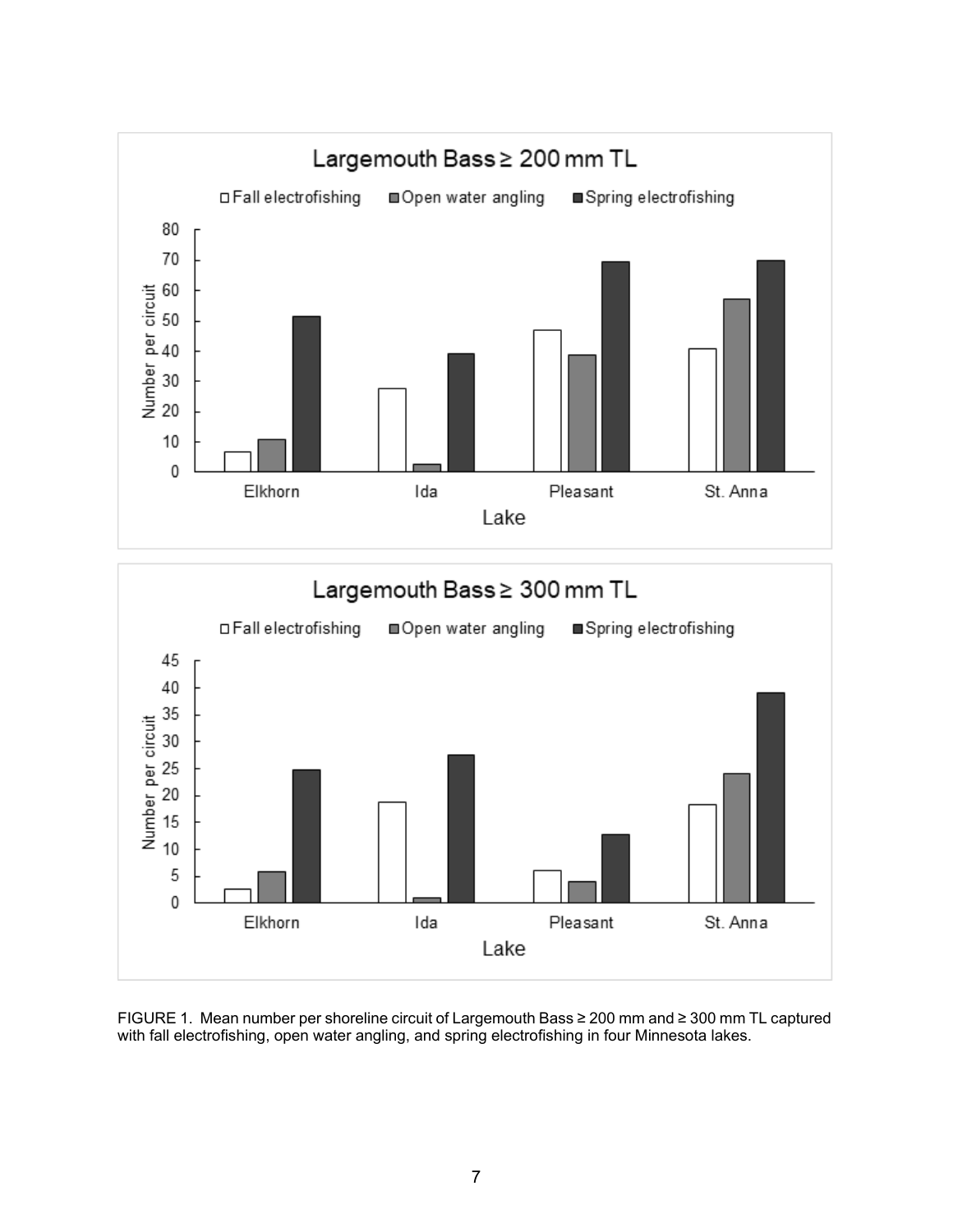FIGURE 1. Mean number per shoreline circuit of Largemouth Bass ≥ 200 mm and ≥ 300 mm TL captured with fall electrofishing, open water angling, and spring electrofishing in four Minnesota lakes.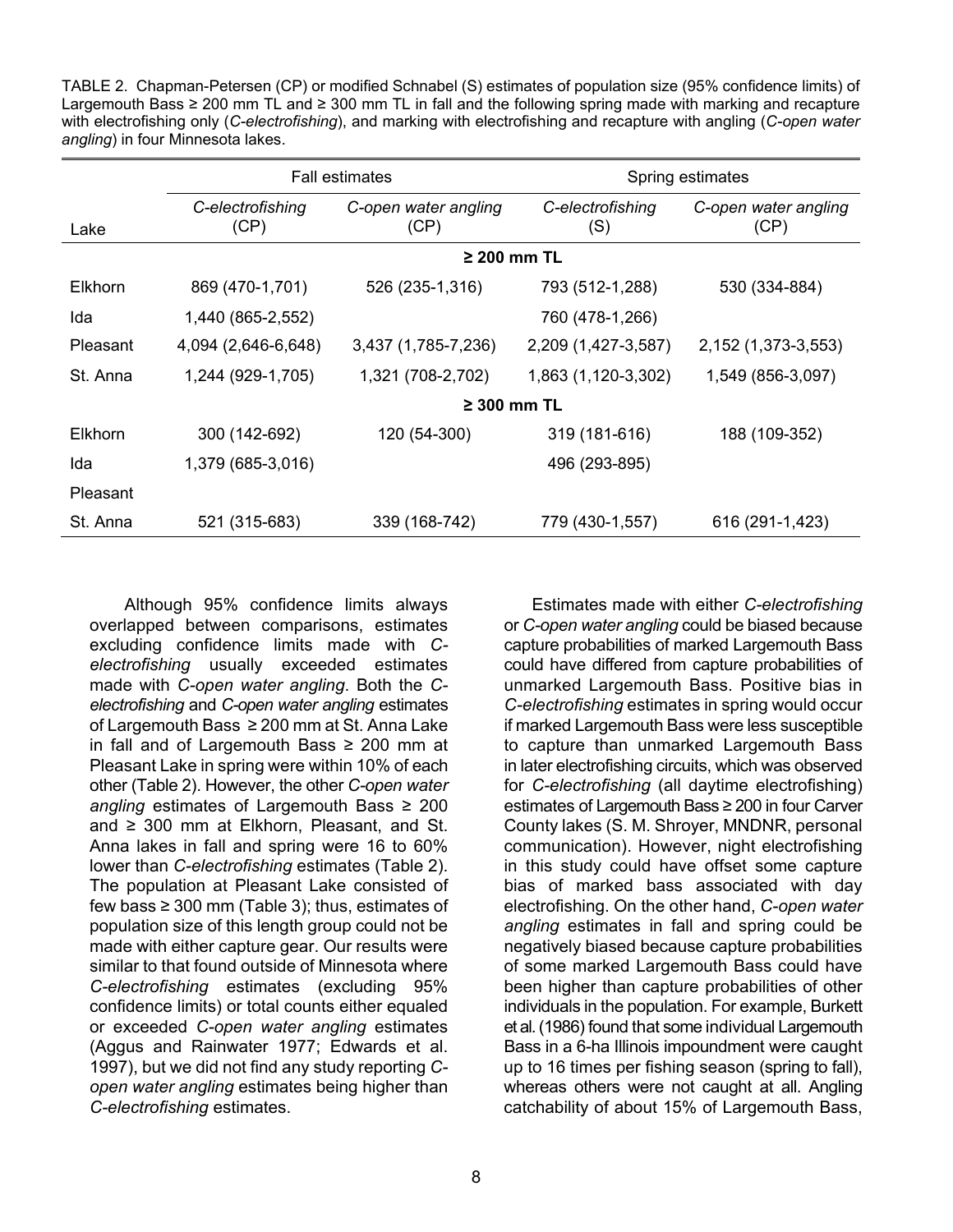TABLE 2. Chapman-Petersen (CP) or modified Schnabel (S) estimates of population size (95% confidence limits) of Largemouth Bass ≥ 200 mm TL and ≥ 300 mm TL in fall and the following spring made with marking and recapture with electrofishing only (*C-electrofishing*), and marking with electrofishing and recapture with angling (*C-open water angling*) in four Minnesota lakes.

| | Fall estimates | | Spring estimates | |
|---|---|---|---|---|
| Lake | *C-electrofishing* (CP) | *C-open water angling* (CP) | *C-electrofishing* (S) | *C-open water angling* (CP) |
| | | **≥ 200 mm TL** | | |
| Elkhorn | 869 (470-1,701) | 526 (235-1,316) | 793 (512-1,288) | 530 (334-884) |
| Ida | 1,440 (865-2,552) | | 760 (478-1,266) | |
| Pleasant | 4,094 (2,646-6,648) | 3,437 (1,785-7,236) | 2,209 (1,427-3,587) | 2,152 (1,373-3,553) |
| St. Anna | 1,244 (929-1,705) | 1,321 (708-2,702) | 1,863 (1,120-3,302) | 1,549 (856-3,097) |
| | | **≥ 300 mm TL** | | |
| Elkhorn | 300 (142-692) | 120 (54-300) | 319 (181-616) | 188 (109-352) |
| Ida | 1,379 (685-3,016) | | 496 (293-895) | |
| Pleasant | | | | |
| St. Anna | 521 (315-683) | 339 (168-742) | 779 (430-1,557) | 616 (291-1,423) |

Although 95% confidence limits always overlapped between comparisons, estimates excluding confidence limits made with *C-electrofishing* usually exceeded estimates made with *C-open water angling*. Both the *C-electrofishing* and *C-open water angling* estimates of Largemouth Bass ≥ 200 mm at St. Anna Lake in fall and of Largemouth Bass ≥ 200 mm at Pleasant Lake in spring were within 10% of each other (Table 2). However, the other *C-open water angling* estimates of Largemouth Bass ≥ 200 and ≥ 300 mm at Elkhorn, Pleasant, and St. Anna lakes in fall and spring were 16 to 60% lower than *C-electrofishing* estimates (Table 2). The population at Pleasant Lake consisted of few bass ≥ 300 mm (Table 3); thus, estimates of population size of this length group could not be made with either capture gear. Our results were similar to that found outside of Minnesota where *C-electrofishing* estimates (excluding 95% confidence limits) or total counts either equaled or exceeded *C-open water angling* estimates (Aggus and Rainwater 1977; Edwards et al. 1997), but we did not find any study reporting *C-open water angling* estimates being higher than *C-electrofishing* estimates.

Estimates made with either *C-electrofishing* or *C-open water angling* could be biased because capture probabilities of marked Largemouth Bass could have differed from capture probabilities of unmarked Largemouth Bass. Positive bias in *C-electrofishing* estimates in spring would occur if marked Largemouth Bass were less susceptible to capture than unmarked Largemouth Bass in later electrofishing circuits, which was observed for *C-electrofishing* (all daytime electrofishing) estimates of Largemouth Bass ≥ 200 in four Carver County lakes (S. M. Shroyer, MNDNR, personal communication). However, night electrofishing in this study could have offset some capture bias of marked bass associated with day electrofishing. On the other hand, *C-open water angling* estimates in fall and spring could be negatively biased because capture probabilities of some marked Largemouth Bass could have been higher than capture probabilities of other individuals in the population. For example, Burkett et al. (1986) found that some individual Largemouth Bass in a 6-ha Illinois impoundment were caught up to 16 times per fishing season (spring to fall), whereas others were not caught at all. Angling catchability of about 15% of Largemouth Bass,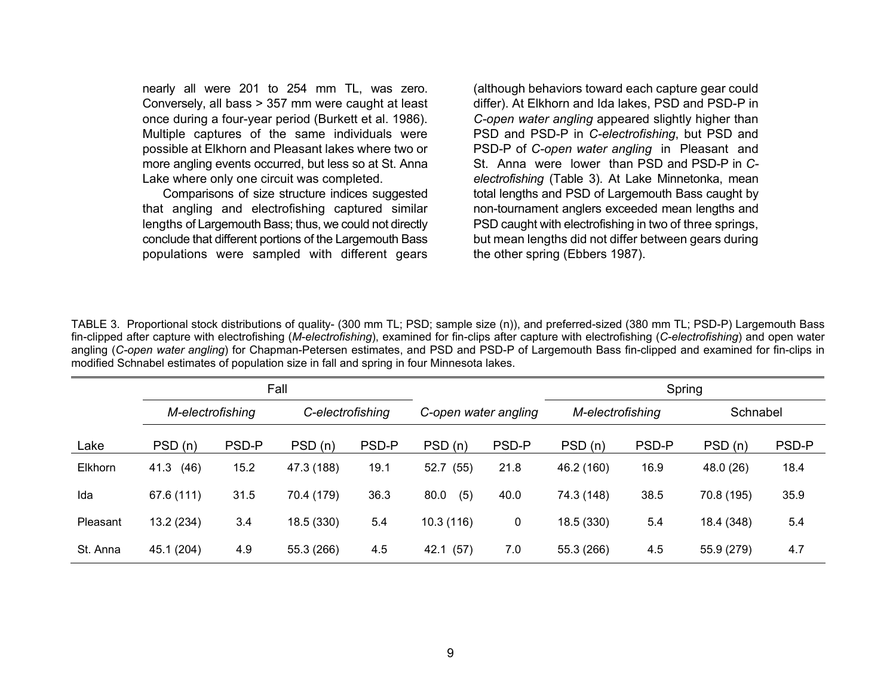nearly all were 201 to 254 mm TL, was zero. Conversely, all bass > 357 mm were caught at least once during a four-year period (Burkett et al. 1986). Multiple captures of the same individuals were possible at Elkhorn and Pleasant lakes where two or more angling events occurred, but less so at St. Anna Lake where only one circuit was completed.

Comparisons of size structure indices suggested that angling and electrofishing captured similar lengths of Largemouth Bass; thus, we could not directly conclude that different portions of the Largemouth Bass populations were sampled with different gears (although behaviors toward each capture gear could differ). At Elkhorn and Ida lakes, PSD and PSD-P in *C-open water angling* appeared slightly higher than PSD and PSD-P in *C-electrofishing*, but PSD and PSD-P of *C-open water angling* in Pleasant and St. Anna were lower than PSD and PSD-P in *C-electrofishing* (Table 3). At Lake Minnetonka, mean total lengths and PSD of Largemouth Bass caught by non-tournament anglers exceeded mean lengths and PSD caught with electrofishing in two of three springs, but mean lengths did not differ between gears during the other spring (Ebbers 1987).

TABLE 3. Proportional stock distributions of quality- (300 mm TL; PSD; sample size (n)), and preferred-sized (380 mm TL; PSD-P) Largemouth Bass fin-clipped after capture with electrofishing (*M-electrofishing*), examined for fin-clips after capture with electrofishing (*C-electrofishing*) and open water angling (*C-open water angling*) for Chapman-Petersen estimates, and PSD and PSD-P of Largemouth Bass fin-clipped and examined for fin-clips in modified Schnabel estimates of population size in fall and spring in four Minnesota lakes.

| | Fall | | | | | | Spring | | | |
|---|---|---|---|---|---|---|---|---|---|---|
| | *M-electrofishing* | | *C-electrofishing* | | *C-open water angling* | | *M-electrofishing* | | Schnabel | |
| Lake | PSD (n) | PSD-P | PSD (n) | PSD-P | PSD (n) | PSD-P | PSD (n) | PSD-P | PSD (n) | PSD-P |
| Elkhorn | 41.3 (46) | 15.2 | 47.3 (188) | 19.1 | 52.7 (55) | 21.8 | 46.2 (160) | 16.9 | 48.0 (26) | 18.4 |
| Ida | 67.6 (111) | 31.5 | 70.4 (179) | 36.3 | 80.0 (5) | 40.0 | 74.3 (148) | 38.5 | 70.8 (195) | 35.9 |
| Pleasant | 13.2 (234) | 3.4 | 18.5 (330) | 5.4 | 10.3 (116) | 0 | 18.5 (330) | 5.4 | 18.4 (348) | 5.4 |
| St. Anna | 45.1 (204) | 4.9 | 55.3 (266) | 4.5 | 42.1 (57) | 7.0 | 55.3 (266) | 4.5 | 55.9 (279) | 4.7 |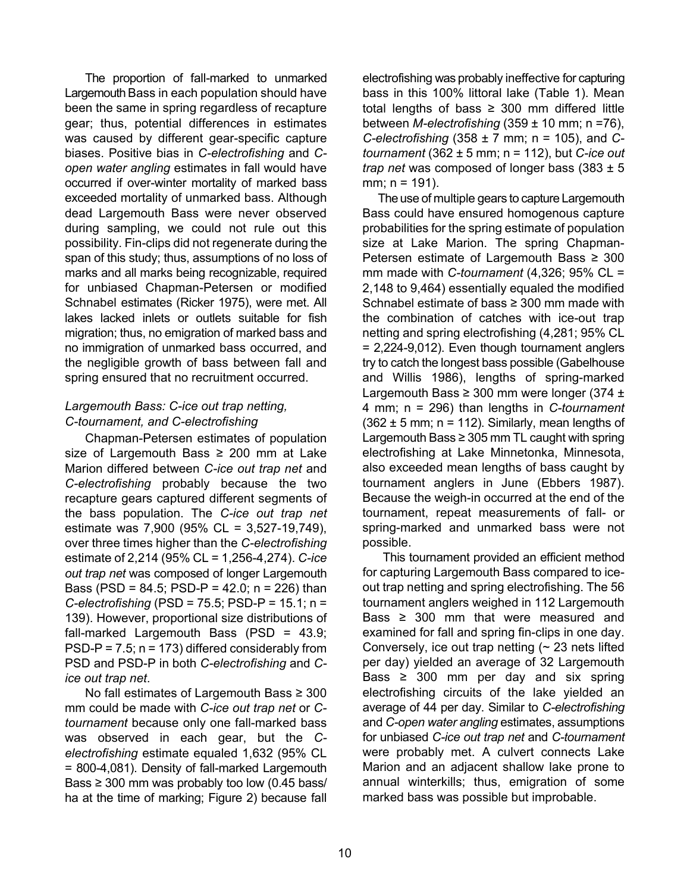The proportion of fall-marked to unmarked Largemouth Bass in each population should have been the same in spring regardless of recapture gear; thus, potential differences in estimates was caused by different gear-specific capture biases. Positive bias in *C-electrofishing* and *C-open water angling* estimates in fall would have occurred if over-winter mortality of marked bass exceeded mortality of unmarked bass. Although dead Largemouth Bass were never observed during sampling, we could not rule out this possibility. Fin-clips did not regenerate during the span of this study; thus, assumptions of no loss of marks and all marks being recognizable, required for unbiased Chapman-Petersen or modified Schnabel estimates (Ricker 1975), were met. All lakes lacked inlets or outlets suitable for fish migration; thus, no emigration of marked bass and no immigration of unmarked bass occurred, and the negligible growth of bass between fall and spring ensured that no recruitment occurred.

### *Largemouth Bass: C-ice out trap netting, C-tournament, and C-electrofishing*

Chapman-Petersen estimates of population size of Largemouth Bass ≥ 200 mm at Lake Marion differed between *C-ice out trap net* and *C-electrofishing* probably because the two recapture gears captured different segments of the bass population. The *C-ice out trap net* estimate was 7,900 (95% CL = 3,527-19,749), over three times higher than the *C-electrofishing* estimate of 2,214 (95% CL = 1,256-4,274). *C-ice out trap net* was composed of longer Largemouth Bass (PSD = 84.5; PSD-P = 42.0; n = 226) than *C-electrofishing* (PSD = 75.5; PSD-P = 15.1; n = 139). However, proportional size distributions of fall-marked Largemouth Bass (PSD = 43.9; PSD-P = 7.5; n = 173) differed considerably from PSD and PSD-P in both *C-electrofishing* and *C-ice out trap net*.

No fall estimates of Largemouth Bass ≥ 300 mm could be made with *C-ice out trap net* or *C-tournament* because only one fall-marked bass was observed in each gear, but the *C-electrofishing* estimate equaled 1,632 (95% CL = 800-4,081). Density of fall-marked Largemouth Bass ≥ 300 mm was probably too low (0.45 bass/ha at the time of marking; Figure 2) because fall electrofishing was probably ineffective for capturing bass in this 100% littoral lake (Table 1). Mean total lengths of bass ≥ 300 mm differed little between *M-electrofishing* (359 ± 10 mm; n =76), *C-electrofishing* (358 ± 7 mm; n = 105), and *C-tournament* (362 ± 5 mm; n = 112), but *C-ice out trap net* was composed of longer bass (383 ± 5 mm; n = 191).

The use of multiple gears to capture Largemouth Bass could have ensured homogenous capture probabilities for the spring estimate of population size at Lake Marion. The spring Chapman-Petersen estimate of Largemouth Bass ≥ 300 mm made with *C-tournament* (4,326; 95% CL = 2,148 to 9,464) essentially equaled the modified Schnabel estimate of bass ≥ 300 mm made with the combination of catches with ice-out trap netting and spring electrofishing (4,281; 95% CL = 2,224-9,012). Even though tournament anglers try to catch the longest bass possible (Gabelhouse and Willis 1986), lengths of spring-marked Largemouth Bass ≥ 300 mm were longer (374 ± 4 mm; n = 296) than lengths in *C-tournament* (362 ± 5 mm; n = 112). Similarly, mean lengths of Largemouth Bass ≥ 305 mm TL caught with spring electrofishing at Lake Minnetonka, Minnesota, also exceeded mean lengths of bass caught by tournament anglers in June (Ebbers 1987). Because the weigh-in occurred at the end of the tournament, repeat measurements of fall- or spring-marked and unmarked bass were not possible.

This tournament provided an efficient method for capturing Largemouth Bass compared to ice-out trap netting and spring electrofishing. The 56 tournament anglers weighed in 112 Largemouth Bass ≥ 300 mm that were measured and examined for fall and spring fin-clips in one day. Conversely, ice out trap netting (~ 23 nets lifted per day) yielded an average of 32 Largemouth Bass ≥ 300 mm per day and six spring electrofishing circuits of the lake yielded an average of 44 per day. Similar to *C-electrofishing* and *C-open water angling* estimates, assumptions for unbiased *C-ice out trap net* and *C-tournament* were probably met. A culvert connects Lake Marion and an adjacent shallow lake prone to annual winterkills; thus, emigration of some marked bass was possible but improbable.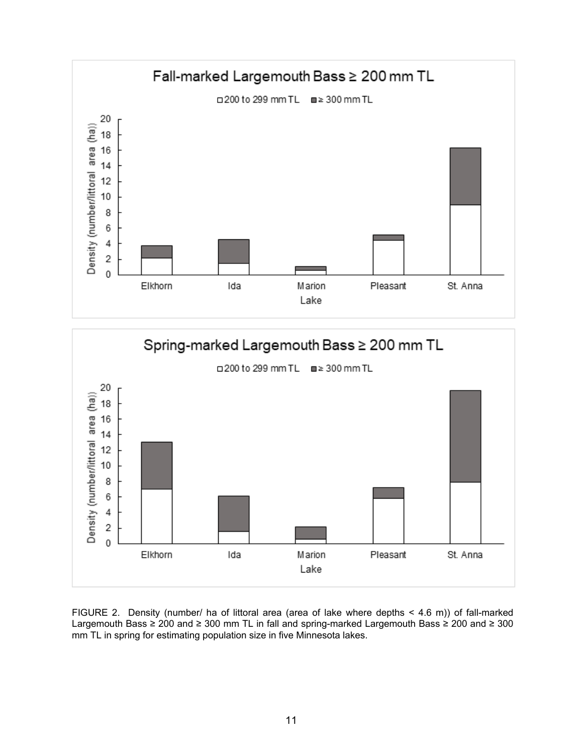FIGURE 2. Density (number/ ha of littoral area (area of lake where depths < 4.6 m)) of fall-marked Largemouth Bass ≥ 200 and ≥ 300 mm TL in fall and spring-marked Largemouth Bass ≥ 200 and ≥ 300 mm TL in spring for estimating population size in five Minnesota lakes.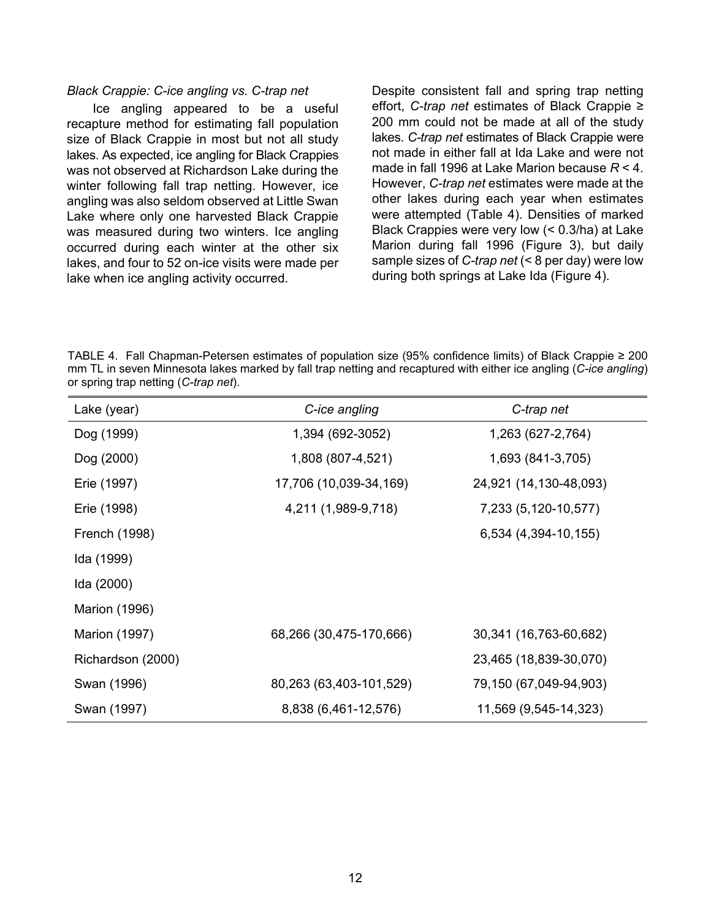*Black Crappie: C-ice angling vs. C-trap net*

Ice angling appeared to be a useful recapture method for estimating fall population size of Black Crappie in most but not all study lakes. As expected, ice angling for Black Crappies was not observed at Richardson Lake during the winter following fall trap netting. However, ice angling was also seldom observed at Little Swan Lake where only one harvested Black Crappie was measured during two winters. Ice angling occurred during each winter at the other six lakes, and four to 52 on-ice visits were made per lake when ice angling activity occurred.

Despite consistent fall and spring trap netting effort, *C-trap net* estimates of Black Crappie ≥ 200 mm could not be made at all of the study lakes. *C-trap net* estimates of Black Crappie were not made in either fall at Ida Lake and were not made in fall 1996 at Lake Marion because $R < 4$. However, *C-trap net* estimates were made at the other lakes during each year when estimates were attempted (Table 4). Densities of marked Black Crappies were very low (< 0.3/ha) at Lake Marion during fall 1996 (Figure 3), but daily sample sizes of *C-trap net* (< 8 per day) were low during both springs at Lake Ida (Figure 4).

TABLE 4. Fall Chapman-Petersen estimates of population size (95% confidence limits) of Black Crappie ≥ 200 mm TL in seven Minnesota lakes marked by fall trap netting and recaptured with either ice angling (*C-ice angling*) or spring trap netting (*C-trap net*).

| Lake (year) | *C-ice angling* | *C-trap net* |
|---|---|---|
| Dog (1999) | 1,394 (692-3052) | 1,263 (627-2,764) |
| Dog (2000) | 1,808 (807-4,521) | 1,693 (841-3,705) |
| Erie (1997) | 17,706 (10,039-34,169) | 24,921 (14,130-48,093) |
| Erie (1998) | 4,211 (1,989-9,718) | 7,233 (5,120-10,577) |
| French (1998) | | 6,534 (4,394-10,155) |
| Ida (1999) | | |
| Ida (2000) | | |
| Marion (1996) | | |
| Marion (1997) | 68,266 (30,475-170,666) | 30,341 (16,763-60,682) |
| Richardson (2000) | | 23,465 (18,839-30,070) |
| Swan (1996) | 80,263 (63,403-101,529) | 79,150 (67,049-94,903) |
| Swan (1997) | 8,838 (6,461-12,576) | 11,569 (9,545-14,323) |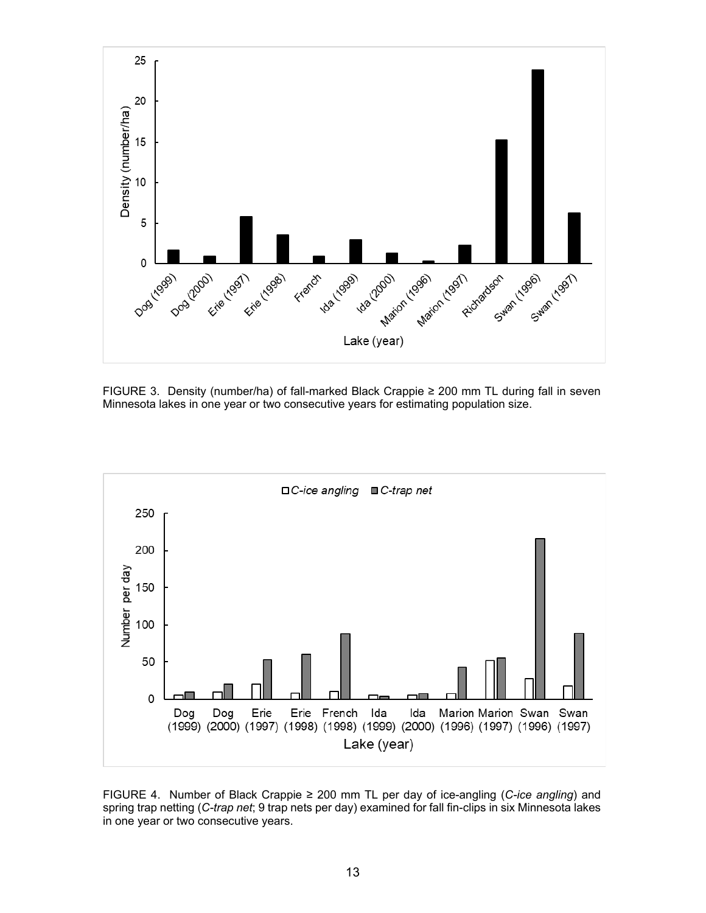FIGURE 3. Density (number/ha) of fall-marked Black Crappie ≥ 200 mm TL during fall in seven Minnesota lakes in one year or two consecutive years for estimating population size.

FIGURE 4. Number of Black Crappie ≥ 200 mm TL per day of ice-angling (*C-ice angling*) and spring trap netting (*C-trap net*; 9 trap nets per day) examined for fall fin-clips in six Minnesota lakes in one year or two consecutive years.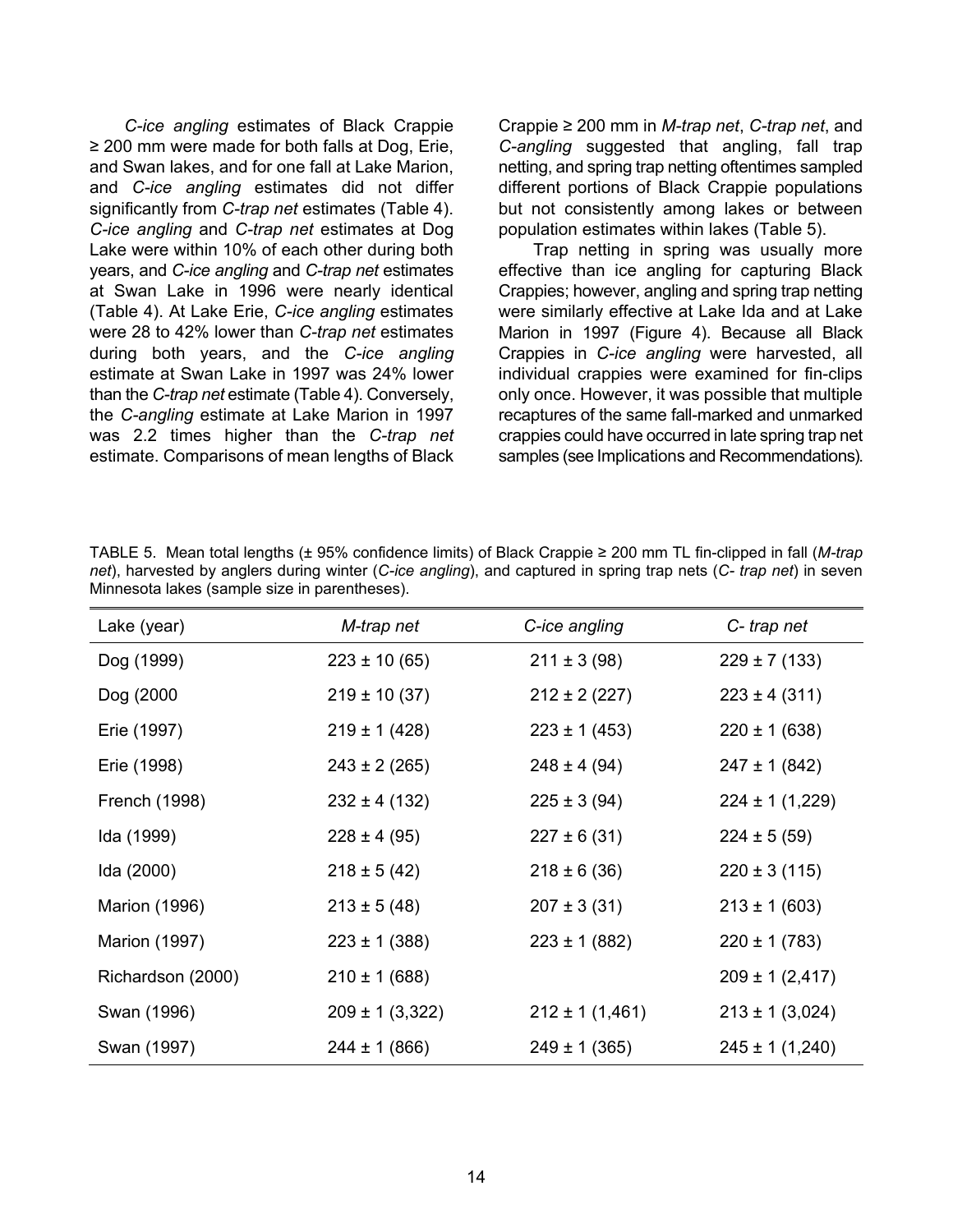*C-ice angling* estimates of Black Crappie ≥ 200 mm were made for both falls at Dog, Erie, and Swan lakes, and for one fall at Lake Marion, and *C-ice angling* estimates did not differ significantly from *C-trap net* estimates (Table 4). *C-ice angling* and *C-trap net* estimates at Dog Lake were within 10% of each other during both years, and *C-ice angling* and *C-trap net* estimates at Swan Lake in 1996 were nearly identical (Table 4). At Lake Erie, *C-ice angling* estimates were 28 to 42% lower than *C-trap net* estimates during both years, and the *C-ice angling* estimate at Swan Lake in 1997 was 24% lower than the *C-trap net* estimate (Table 4). Conversely, the *C-angling* estimate at Lake Marion in 1997 was 2.2 times higher than the *C-trap net* estimate. Comparisons of mean lengths of Black Crappie ≥ 200 mm in *M-trap net*, *C-trap net*, and *C-angling* suggested that angling, fall trap netting, and spring trap netting oftentimes sampled different portions of Black Crappie populations but not consistently among lakes or between population estimates within lakes (Table 5).

Trap netting in spring was usually more effective than ice angling for capturing Black Crappies; however, angling and spring trap netting were similarly effective at Lake Ida and at Lake Marion in 1997 (Figure 4). Because all Black Crappies in *C-ice angling* were harvested, all individual crappies were examined for fin-clips only once. However, it was possible that multiple recaptures of the same fall-marked and unmarked crappies could have occurred in late spring trap net samples (see Implications and Recommendations).

TABLE 5. Mean total lengths (± 95% confidence limits) of Black Crappie ≥ 200 mm TL fin-clipped in fall (*M-trap net*), harvested by anglers during winter (*C-ice angling*), and captured in spring trap nets (*C- trap net*) in seven Minnesota lakes (sample size in parentheses).

| Lake (year) | *M-trap net* | *C-ice angling* | *C- trap net* |
|---|---|---|---|
| Dog (1999) | 223 ± 10 (65) | 211 ± 3 (98) | 229 ± 7 (133) |
| Dog (2000 | 219 ± 10 (37) | 212 ± 2 (227) | 223 ± 4 (311) |
| Erie (1997) | 219 ± 1 (428) | 223 ± 1 (453) | 220 ± 1 (638) |
| Erie (1998) | 243 ± 2 (265) | 248 ± 4 (94) | 247 ± 1 (842) |
| French (1998) | 232 ± 4 (132) | 225 ± 3 (94) | 224 ± 1 (1,229) |
| Ida (1999) | 228 ± 4 (95) | 227 ± 6 (31) | 224 ± 5 (59) |
| Ida (2000) | 218 ± 5 (42) | 218 ± 6 (36) | 220 ± 3 (115) |
| Marion (1996) | 213 ± 5 (48) | 207 ± 3 (31) | 213 ± 1 (603) |
| Marion (1997) | 223 ± 1 (388) | 223 ± 1 (882) | 220 ± 1 (783) |
| Richardson (2000) | 210 ± 1 (688) | | 209 ± 1 (2,417) |
| Swan (1996) | 209 ± 1 (3,322) | 212 ± 1 (1,461) | 213 ± 1 (3,024) |
| Swan (1997) | 244 ± 1 (866) | 249 ± 1 (365) | 245 ± 1 (1,240) |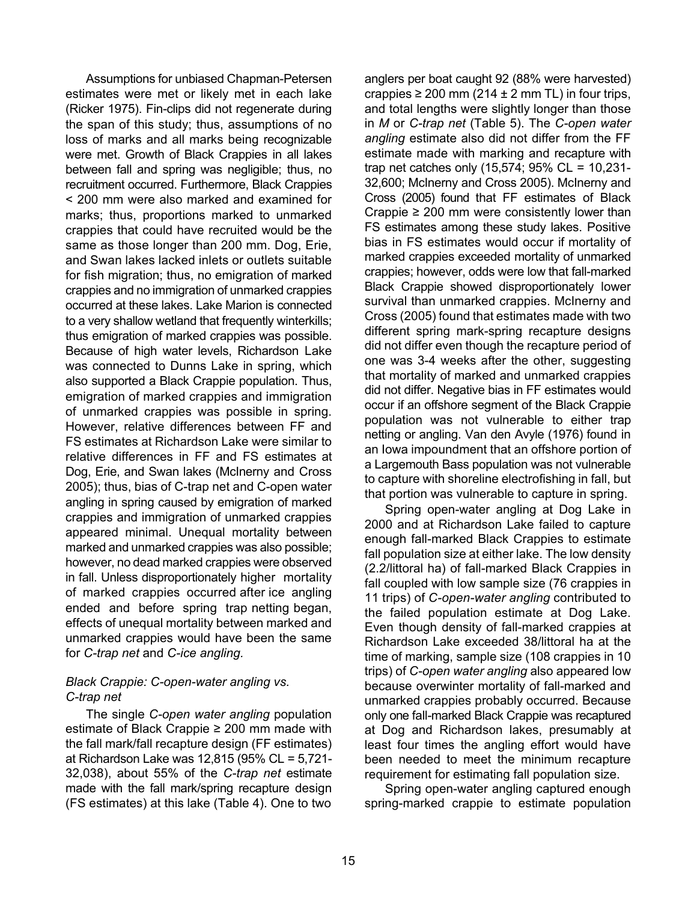Assumptions for unbiased Chapman-Petersen estimates were met or likely met in each lake (Ricker 1975). Fin-clips did not regenerate during the span of this study; thus, assumptions of no loss of marks and all marks being recognizable were met. Growth of Black Crappies in all lakes between fall and spring was negligible; thus, no recruitment occurred. Furthermore, Black Crappies < 200 mm were also marked and examined for marks; thus, proportions marked to unmarked crappies that could have recruited would be the same as those longer than 200 mm. Dog, Erie, and Swan lakes lacked inlets or outlets suitable for fish migration; thus, no emigration of marked crappies and no immigration of unmarked crappies occurred at these lakes. Lake Marion is connected to a very shallow wetland that frequently winterkills; thus emigration of marked crappies was possible. Because of high water levels, Richardson Lake was connected to Dunns Lake in spring, which also supported a Black Crappie population. Thus, emigration of marked crappies and immigration of unmarked crappies was possible in spring. However, relative differences between FF and FS estimates at Richardson Lake were similar to relative differences in FF and FS estimates at Dog, Erie, and Swan lakes (McInerny and Cross 2005); thus, bias of C-trap net and C-open water angling in spring caused by emigration of marked crappies and immigration of unmarked crappies appeared minimal. Unequal mortality between marked and unmarked crappies was also possible; however, no dead marked crappies were observed in fall. Unless disproportionately higher mortality of marked crappies occurred after ice angling ended and before spring trap netting began, effects of unequal mortality between marked and unmarked crappies would have been the same for *C-trap net* and *C-ice angling.*

### *Black Crappie: C-open-water angling vs. C-trap net*

The single *C-open water angling* population estimate of Black Crappie ≥ 200 mm made with the fall mark/fall recapture design (FF estimates) at Richardson Lake was 12,815 (95% CL = 5,721-32,038), about 55% of the *C-trap net* estimate made with the fall mark/spring recapture design (FS estimates) at this lake (Table 4). One to two anglers per boat caught 92 (88% were harvested) crappies ≥ 200 mm (214 ± 2 mm TL) in four trips, and total lengths were slightly longer than those in *M* or *C-trap net* (Table 5). The *C-open water angling* estimate also did not differ from the FF estimate made with marking and recapture with trap net catches only (15,574; 95% CL = 10,231-32,600; McInerny and Cross 2005). McInerny and Cross (2005) found that FF estimates of Black Crappie ≥ 200 mm were consistently lower than FS estimates among these study lakes. Positive bias in FS estimates would occur if mortality of marked crappies exceeded mortality of unmarked crappies; however, odds were low that fall-marked Black Crappie showed disproportionately lower survival than unmarked crappies. McInerny and Cross (2005) found that estimates made with two different spring mark-spring recapture designs did not differ even though the recapture period of one was 3-4 weeks after the other, suggesting that mortality of marked and unmarked crappies did not differ. Negative bias in FF estimates would occur if an offshore segment of the Black Crappie population was not vulnerable to either trap netting or angling. Van den Avyle (1976) found in an Iowa impoundment that an offshore portion of a Largemouth Bass population was not vulnerable to capture with shoreline electrofishing in fall, but that portion was vulnerable to capture in spring.

Spring open-water angling at Dog Lake in 2000 and at Richardson Lake failed to capture enough fall-marked Black Crappies to estimate fall population size at either lake. The low density (2.2/littoral ha) of fall-marked Black Crappies in fall coupled with low sample size (76 crappies in 11 trips) of *C-open-water angling* contributed to the failed population estimate at Dog Lake. Even though density of fall-marked crappies at Richardson Lake exceeded 38/littoral ha at the time of marking, sample size (108 crappies in 10 trips) of *C-open water angling* also appeared low because overwinter mortality of fall-marked and unmarked crappies probably occurred. Because only one fall-marked Black Crappie was recaptured at Dog and Richardson lakes, presumably at least four times the angling effort would have been needed to meet the minimum recapture requirement for estimating fall population size.

Spring open-water angling captured enough spring-marked crappie to estimate population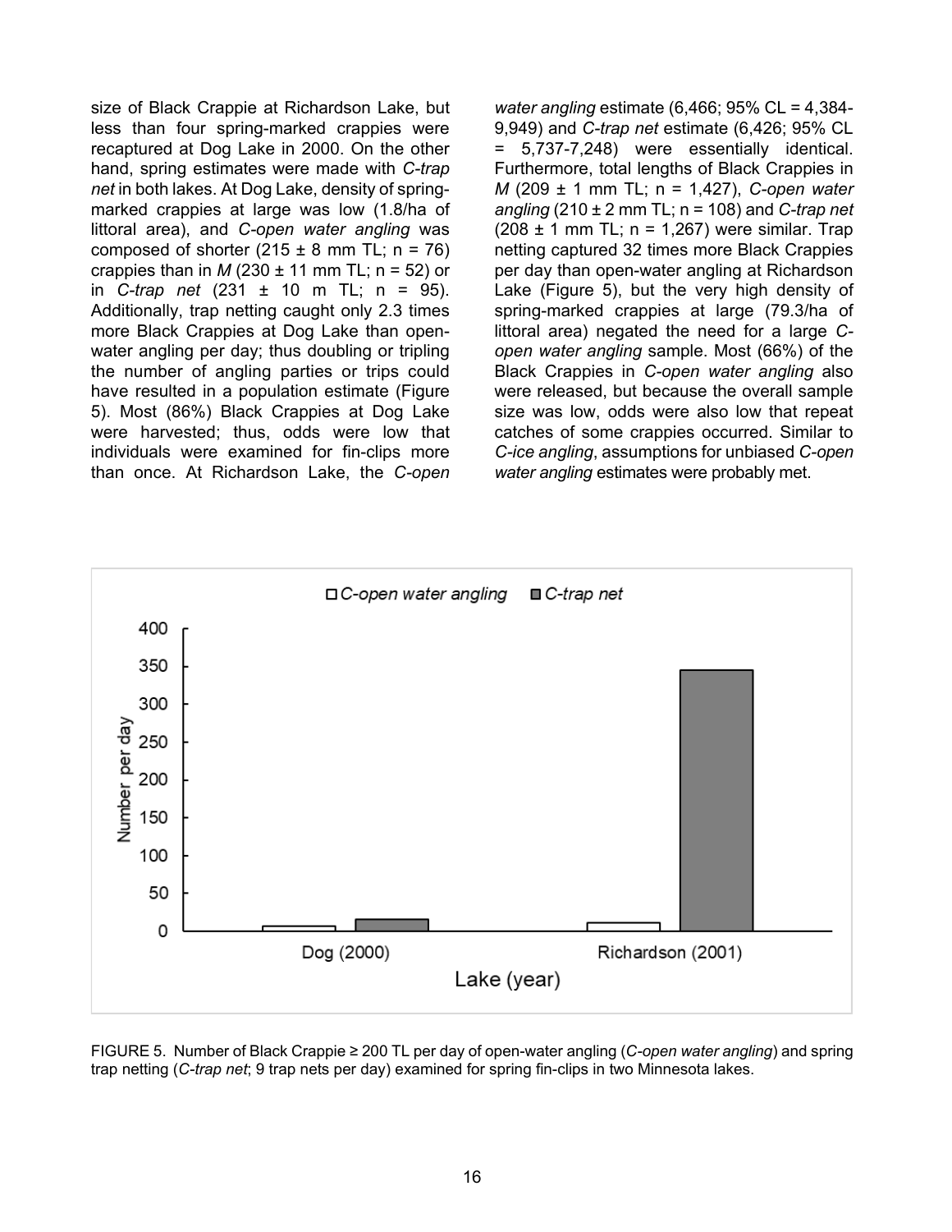size of Black Crappie at Richardson Lake, but less than four spring-marked crappies were recaptured at Dog Lake in 2000. On the other hand, spring estimates were made with *C-trap net* in both lakes. At Dog Lake, density of spring-marked crappies at large was low (1.8/ha of littoral area), and *C-open water angling* was composed of shorter (215 ± 8 mm TL; n = 76) crappies than in *M* (230 ± 11 mm TL; n = 52) or in *C-trap net* (231 ± 10 m TL; n = 95). Additionally, trap netting caught only 2.3 times more Black Crappies at Dog Lake than open-water angling per day; thus doubling or tripling the number of angling parties or trips could have resulted in a population estimate (Figure 5). Most (86%) Black Crappies at Dog Lake were harvested; thus, odds were low that individuals were examined for fin-clips more than once. At Richardson Lake, the *C-open water angling* estimate (6,466; 95% CL = 4,384-9,949) and *C-trap net* estimate (6,426; 95% CL = 5,737-7,248) were essentially identical. Furthermore, total lengths of Black Crappies in *M* (209 ± 1 mm TL; n = 1,427), *C-open water angling* (210 ± 2 mm TL; n = 108) and *C-trap net* (208 ± 1 mm TL; n = 1,267) were similar. Trap netting captured 32 times more Black Crappies per day than open-water angling at Richardson Lake (Figure 5), but the very high density of spring-marked crappies at large (79.3/ha of littoral area) negated the need for a large *C-open water angling* sample. Most (66%) of the Black Crappies in *C-open water angling* also were released, but because the overall sample size was low, odds were also low that repeat catches of some crappies occurred. Similar to *C-ice angling*, assumptions for unbiased *C-open water angling* estimates were probably met.

FIGURE 5. Number of Black Crappie ≥ 200 TL per day of open-water angling (*C-open water angling*) and spring trap netting (*C-trap net*; 9 trap nets per day) examined for spring fin-clips in two Minnesota lakes.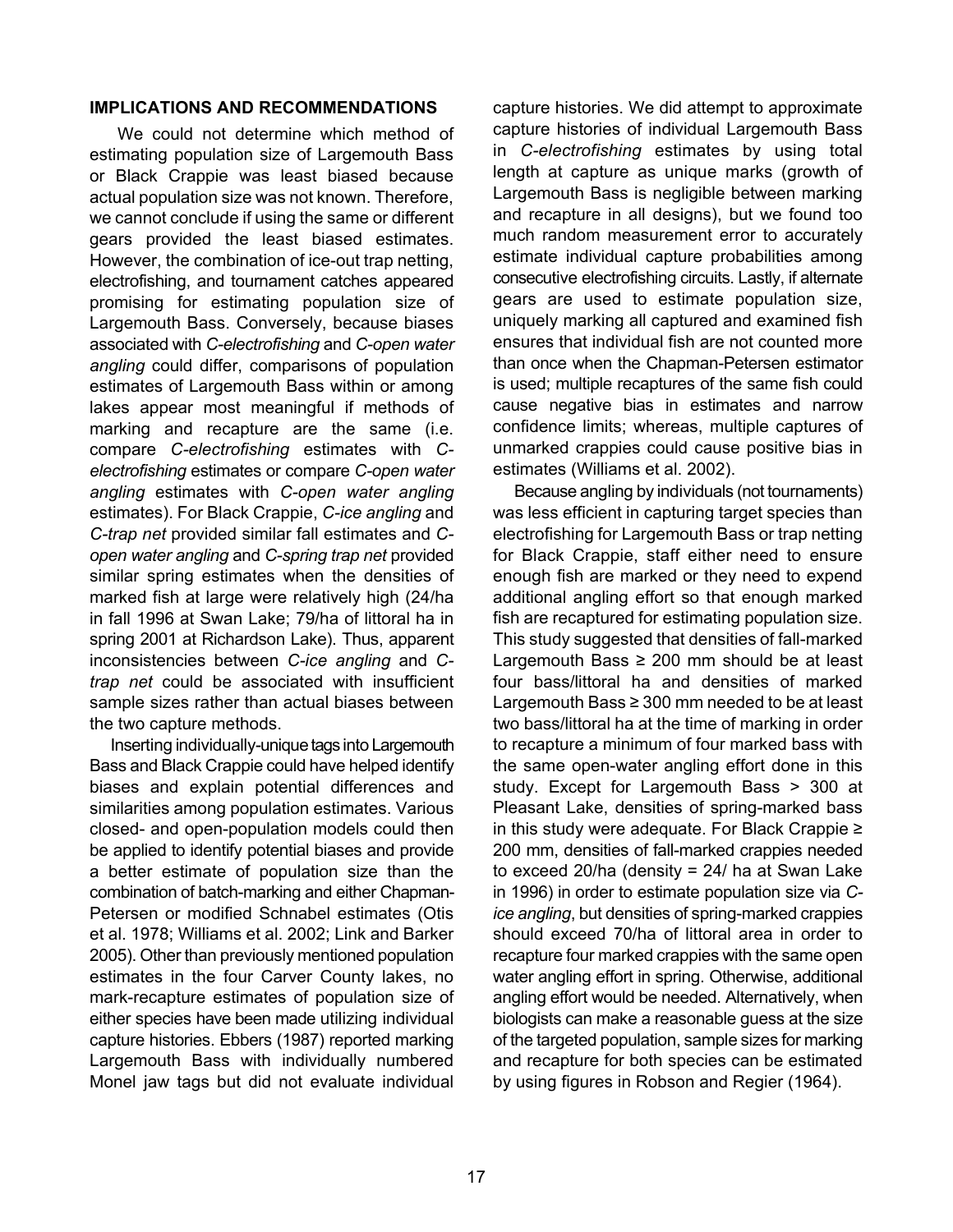## IMPLICATIONS AND RECOMMENDATIONS

We could not determine which method of estimating population size of Largemouth Bass or Black Crappie was least biased because actual population size was not known. Therefore, we cannot conclude if using the same or different gears provided the least biased estimates. However, the combination of ice-out trap netting, electrofishing, and tournament catches appeared promising for estimating population size of Largemouth Bass. Conversely, because biases associated with *C-electrofishing* and *C-open water angling* could differ, comparisons of population estimates of Largemouth Bass within or among lakes appear most meaningful if methods of marking and recapture are the same (i.e. compare *C-electrofishing* estimates with *C-electrofishing* estimates or compare *C-open water angling* estimates with *C-open water angling* estimates). For Black Crappie, *C-ice angling* and *C-trap net* provided similar fall estimates and *C-open water angling* and *C-spring trap net* provided similar spring estimates when the densities of marked fish at large were relatively high (24/ha in fall 1996 at Swan Lake; 79/ha of littoral ha in spring 2001 at Richardson Lake). Thus, apparent inconsistencies between *C-ice angling* and *C-trap net* could be associated with insufficient sample sizes rather than actual biases between the two capture methods.

Inserting individually-unique tags into Largemouth Bass and Black Crappie could have helped identify biases and explain potential differences and similarities among population estimates. Various closed- and open-population models could then be applied to identify potential biases and provide a better estimate of population size than the combination of batch-marking and either Chapman-Petersen or modified Schnabel estimates (Otis et al. 1978; Williams et al. 2002; Link and Barker 2005). Other than previously mentioned population estimates in the four Carver County lakes, no mark-recapture estimates of population size of either species have been made utilizing individual capture histories. Ebbers (1987) reported marking Largemouth Bass with individually numbered Monel jaw tags but did not evaluate individual capture histories. We did attempt to approximate capture histories of individual Largemouth Bass in *C-electrofishing* estimates by using total length at capture as unique marks (growth of Largemouth Bass is negligible between marking and recapture in all designs), but we found too much random measurement error to accurately estimate individual capture probabilities among consecutive electrofishing circuits. Lastly, if alternate gears are used to estimate population size, uniquely marking all captured and examined fish ensures that individual fish are not counted more than once when the Chapman-Petersen estimator is used; multiple recaptures of the same fish could cause negative bias in estimates and narrow confidence limits; whereas, multiple captures of unmarked crappies could cause positive bias in estimates (Williams et al. 2002).

Because angling by individuals (not tournaments) was less efficient in capturing target species than electrofishing for Largemouth Bass or trap netting for Black Crappie, staff either need to ensure enough fish are marked or they need to expend additional angling effort so that enough marked fish are recaptured for estimating population size. This study suggested that densities of fall-marked Largemouth Bass ≥ 200 mm should be at least four bass/littoral ha and densities of marked Largemouth Bass ≥ 300 mm needed to be at least two bass/littoral ha at the time of marking in order to recapture a minimum of four marked bass with the same open-water angling effort done in this study. Except for Largemouth Bass > 300 at Pleasant Lake, densities of spring-marked bass in this study were adequate. For Black Crappie ≥ 200 mm, densities of fall-marked crappies needed to exceed 20/ha (density = 24/ ha at Swan Lake in 1996) in order to estimate population size via *C-ice angling*, but densities of spring-marked crappies should exceed 70/ha of littoral area in order to recapture four marked crappies with the same open water angling effort in spring. Otherwise, additional angling effort would be needed. Alternatively, when biologists can make a reasonable guess at the size of the targeted population, sample sizes for marking and recapture for both species can be estimated by using figures in Robson and Regier (1964).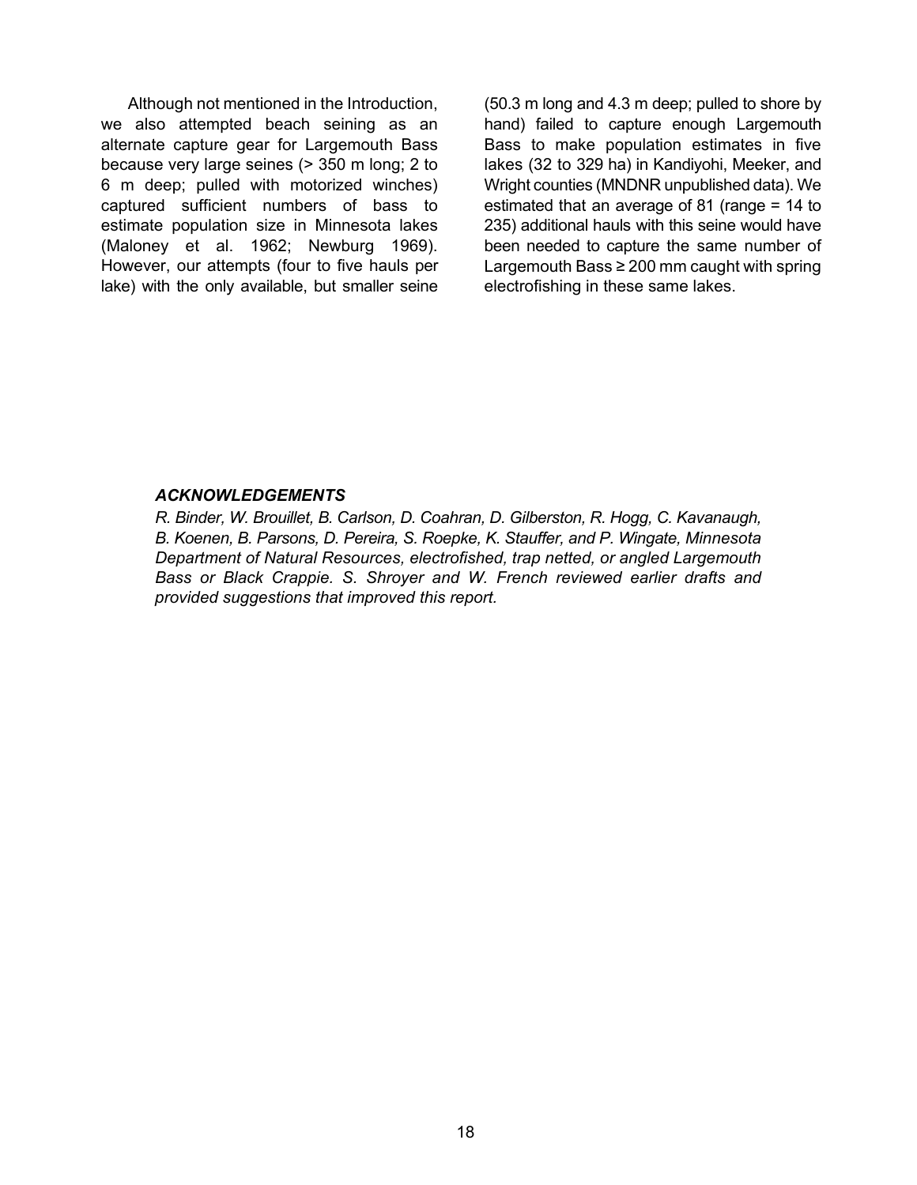Although not mentioned in the Introduction, we also attempted beach seining as an alternate capture gear for Largemouth Bass because very large seines (> 350 m long; 2 to 6 m deep; pulled with motorized winches) captured sufficient numbers of bass to estimate population size in Minnesota lakes (Maloney et al. 1962; Newburg 1969). However, our attempts (four to five hauls per lake) with the only available, but smaller seine (50.3 m long and 4.3 m deep; pulled to shore by hand) failed to capture enough Largemouth Bass to make population estimates in five lakes (32 to 329 ha) in Kandiyohi, Meeker, and Wright counties (MNDNR unpublished data). We estimated that an average of 81 (range = 14 to 235) additional hauls with this seine would have been needed to capture the same number of Largemouth Bass ≥ 200 mm caught with spring electrofishing in these same lakes.

### *ACKNOWLEDGEMENTS*

*R. Binder, W. Brouillet, B. Carlson, D. Coahran, D. Gilberston, R. Hogg, C. Kavanaugh, B. Koenen, B. Parsons, D. Pereira, S. Roepke, K. Stauffer, and P. Wingate, Minnesota Department of Natural Resources, electrofished, trap netted, or angled Largemouth Bass or Black Crappie. S. Shroyer and W. French reviewed earlier drafts and provided suggestions that improved this report.*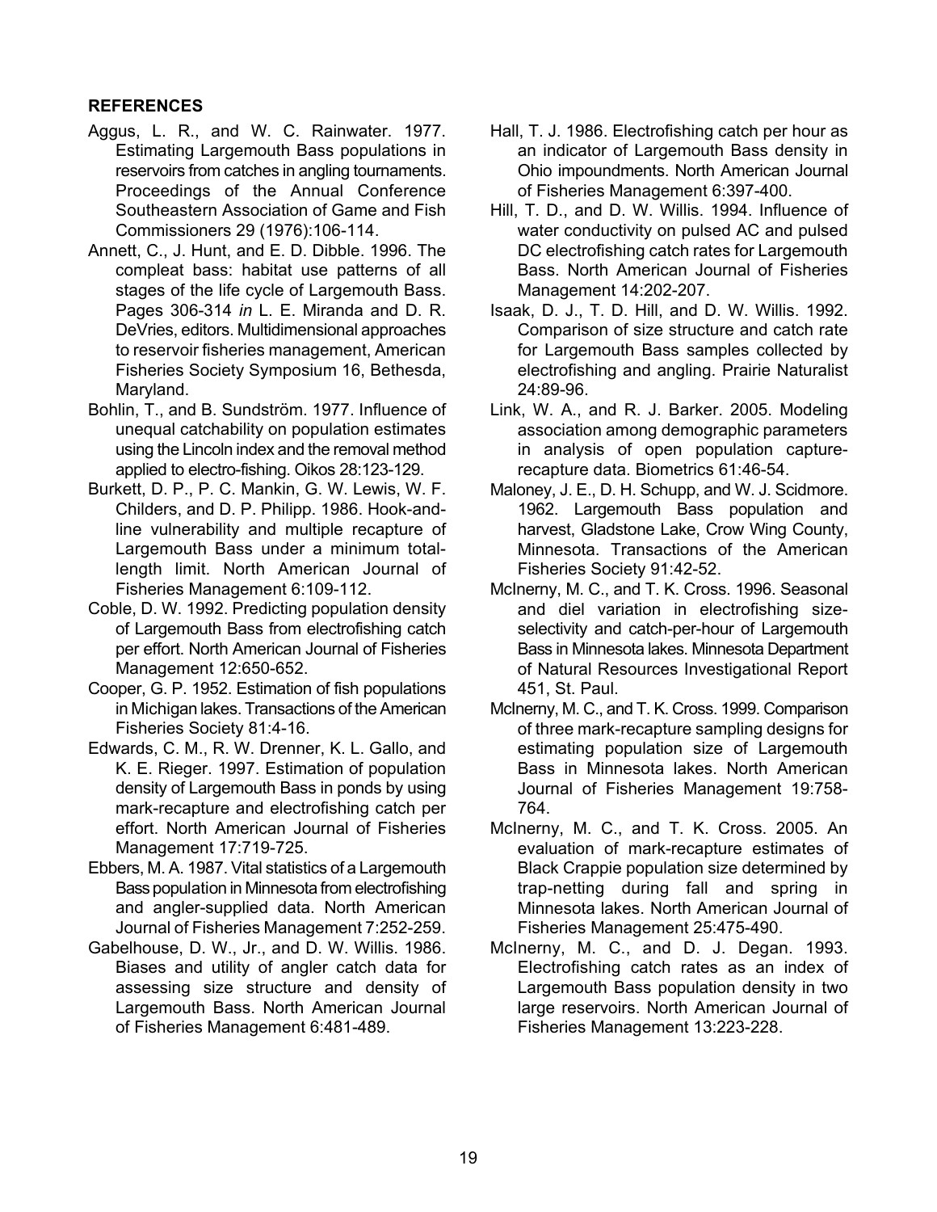## REFERENCES

Aggus, L. R., and W. C. Rainwater. 1977. Estimating Largemouth Bass populations in reservoirs from catches in angling tournaments. Proceedings of the Annual Conference Southeastern Association of Game and Fish Commissioners 29 (1976):106-114.

Annett, C., J. Hunt, and E. D. Dibble. 1996. The compleat bass: habitat use patterns of all stages of the life cycle of Largemouth Bass. Pages 306-314 *in* L. E. Miranda and D. R. DeVries, editors. Multidimensional approaches to reservoir fisheries management, American Fisheries Society Symposium 16, Bethesda, Maryland.

Bohlin, T., and B. Sundström. 1977. Influence of unequal catchability on population estimates using the Lincoln index and the removal method applied to electro-fishing. Oikos 28:123-129.

Burkett, D. P., P. C. Mankin, G. W. Lewis, W. F. Childers, and D. P. Philipp. 1986. Hook-and-line vulnerability and multiple recapture of Largemouth Bass under a minimum total-length limit. North American Journal of Fisheries Management 6:109-112.

Coble, D. W. 1992. Predicting population density of Largemouth Bass from electrofishing catch per effort. North American Journal of Fisheries Management 12:650-652.

Cooper, G. P. 1952. Estimation of fish populations in Michigan lakes. Transactions of the American Fisheries Society 81:4-16.

Edwards, C. M., R. W. Drenner, K. L. Gallo, and K. E. Rieger. 1997. Estimation of population density of Largemouth Bass in ponds by using mark-recapture and electrofishing catch per effort. North American Journal of Fisheries Management 17:719-725.

Ebbers, M. A. 1987. Vital statistics of a Largemouth Bass population in Minnesota from electrofishing and angler-supplied data. North American Journal of Fisheries Management 7:252-259.

Gabelhouse, D. W., Jr., and D. W. Willis. 1986. Biases and utility of angler catch data for assessing size structure and density of Largemouth Bass. North American Journal of Fisheries Management 6:481-489.

Hall, T. J. 1986. Electrofishing catch per hour as an indicator of Largemouth Bass density in Ohio impoundments. North American Journal of Fisheries Management 6:397-400.

Hill, T. D., and D. W. Willis. 1994. Influence of water conductivity on pulsed AC and pulsed DC electrofishing catch rates for Largemouth Bass. North American Journal of Fisheries Management 14:202-207.

Isaak, D. J., T. D. Hill, and D. W. Willis. 1992. Comparison of size structure and catch rate for Largemouth Bass samples collected by electrofishing and angling. Prairie Naturalist 24:89-96.

Link, W. A., and R. J. Barker. 2005. Modeling association among demographic parameters in analysis of open population capture-recapture data. Biometrics 61:46-54.

Maloney, J. E., D. H. Schupp, and W. J. Scidmore. 1962. Largemouth Bass population and harvest, Gladstone Lake, Crow Wing County, Minnesota. Transactions of the American Fisheries Society 91:42-52.

McInerny, M. C., and T. K. Cross. 1996. Seasonal and diel variation in electrofishing size-selectivity and catch-per-hour of Largemouth Bass in Minnesota lakes. Minnesota Department of Natural Resources Investigational Report 451, St. Paul.

McInerny, M. C., and T. K. Cross. 1999. Comparison of three mark-recapture sampling designs for estimating population size of Largemouth Bass in Minnesota lakes. North American Journal of Fisheries Management 19:758-764.

McInerny, M. C., and T. K. Cross. 2005. An evaluation of mark-recapture estimates of Black Crappie population size determined by trap-netting during fall and spring in Minnesota lakes. North American Journal of Fisheries Management 25:475-490.

McInerny, M. C., and D. J. Degan. 1993. Electrofishing catch rates as an index of Largemouth Bass population density in two large reservoirs. North American Journal of Fisheries Management 13:223-228.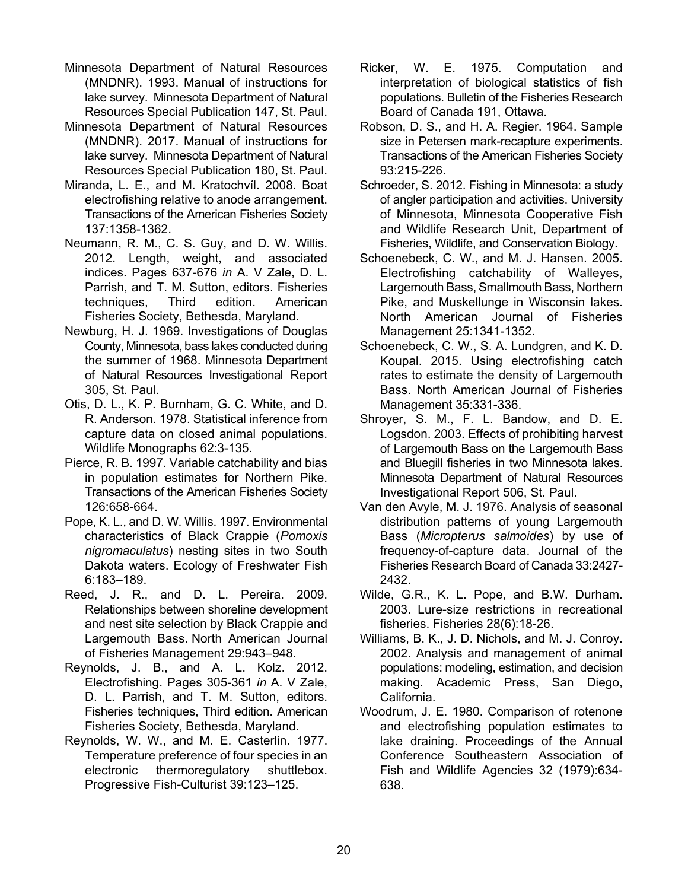Minnesota Department of Natural Resources (MNDNR). 1993. Manual of instructions for lake survey. Minnesota Department of Natural Resources Special Publication 147, St. Paul.

Minnesota Department of Natural Resources (MNDNR). 2017. Manual of instructions for lake survey. Minnesota Department of Natural Resources Special Publication 180, St. Paul.

Miranda, L. E., and M. Kratochvíl. 2008. Boat electrofishing relative to anode arrangement. Transactions of the American Fisheries Society 137:1358-1362.

Neumann, R. M., C. S. Guy, and D. W. Willis. 2012. Length, weight, and associated indices. Pages 637-676 *in* A. V Zale, D. L. Parrish, and T. M. Sutton, editors. Fisheries techniques, Third edition. American Fisheries Society, Bethesda, Maryland.

Newburg, H. J. 1969. Investigations of Douglas County, Minnesota, bass lakes conducted during the summer of 1968. Minnesota Department of Natural Resources Investigational Report 305, St. Paul.

Otis, D. L., K. P. Burnham, G. C. White, and D. R. Anderson. 1978. Statistical inference from capture data on closed animal populations. Wildlife Monographs 62:3-135.

Pierce, R. B. 1997. Variable catchability and bias in population estimates for Northern Pike. Transactions of the American Fisheries Society 126:658-664.

Pope, K. L., and D. W. Willis. 1997. Environmental characteristics of Black Crappie (*Pomoxis nigromaculatus*) nesting sites in two South Dakota waters. Ecology of Freshwater Fish 6:183–189.

Reed, J. R., and D. L. Pereira. 2009. Relationships between shoreline development and nest site selection by Black Crappie and Largemouth Bass. North American Journal of Fisheries Management 29:943–948.

Reynolds, J. B., and A. L. Kolz. 2012. Electrofishing. Pages 305-361 *in* A. V Zale, D. L. Parrish, and T. M. Sutton, editors. Fisheries techniques, Third edition. American Fisheries Society, Bethesda, Maryland.

Reynolds, W. W., and M. E. Casterlin. 1977. Temperature preference of four species in an electronic thermoregulatory shuttlebox. Progressive Fish-Culturist 39:123–125.

Ricker, W. E. 1975. Computation and interpretation of biological statistics of fish populations. Bulletin of the Fisheries Research Board of Canada 191, Ottawa.

Robson, D. S., and H. A. Regier. 1964. Sample size in Petersen mark-recapture experiments. Transactions of the American Fisheries Society 93:215-226.

Schroeder, S. 2012. Fishing in Minnesota: a study of angler participation and activities. University of Minnesota, Minnesota Cooperative Fish and Wildlife Research Unit, Department of Fisheries, Wildlife, and Conservation Biology.

Schoenebeck, C. W., and M. J. Hansen. 2005. Electrofishing catchability of Walleyes, Largemouth Bass, Smallmouth Bass, Northern Pike, and Muskellunge in Wisconsin lakes. North American Journal of Fisheries Management 25:1341-1352.

Schoenebeck, C. W., S. A. Lundgren, and K. D. Koupal. 2015. Using electrofishing catch rates to estimate the density of Largemouth Bass. North American Journal of Fisheries Management 35:331-336.

Shroyer, S. M., F. L. Bandow, and D. E. Logsdon. 2003. Effects of prohibiting harvest of Largemouth Bass on the Largemouth Bass and Bluegill fisheries in two Minnesota lakes. Minnesota Department of Natural Resources Investigational Report 506, St. Paul.

Van den Avyle, M. J. 1976. Analysis of seasonal distribution patterns of young Largemouth Bass (*Micropterus salmoides*) by use of frequency-of-capture data. Journal of the Fisheries Research Board of Canada 33:2427-2432.

Wilde, G.R., K. L. Pope, and B.W. Durham. 2003. Lure-size restrictions in recreational fisheries. Fisheries 28(6):18-26.

Williams, B. K., J. D. Nichols, and M. J. Conroy. 2002. Analysis and management of animal populations: modeling, estimation, and decision making. Academic Press, San Diego, California.

Woodrum, J. E. 1980. Comparison of rotenone and electrofishing population estimates to lake draining. Proceedings of the Annual Conference Southeastern Association of Fish and Wildlife Agencies 32 (1979):634-638.